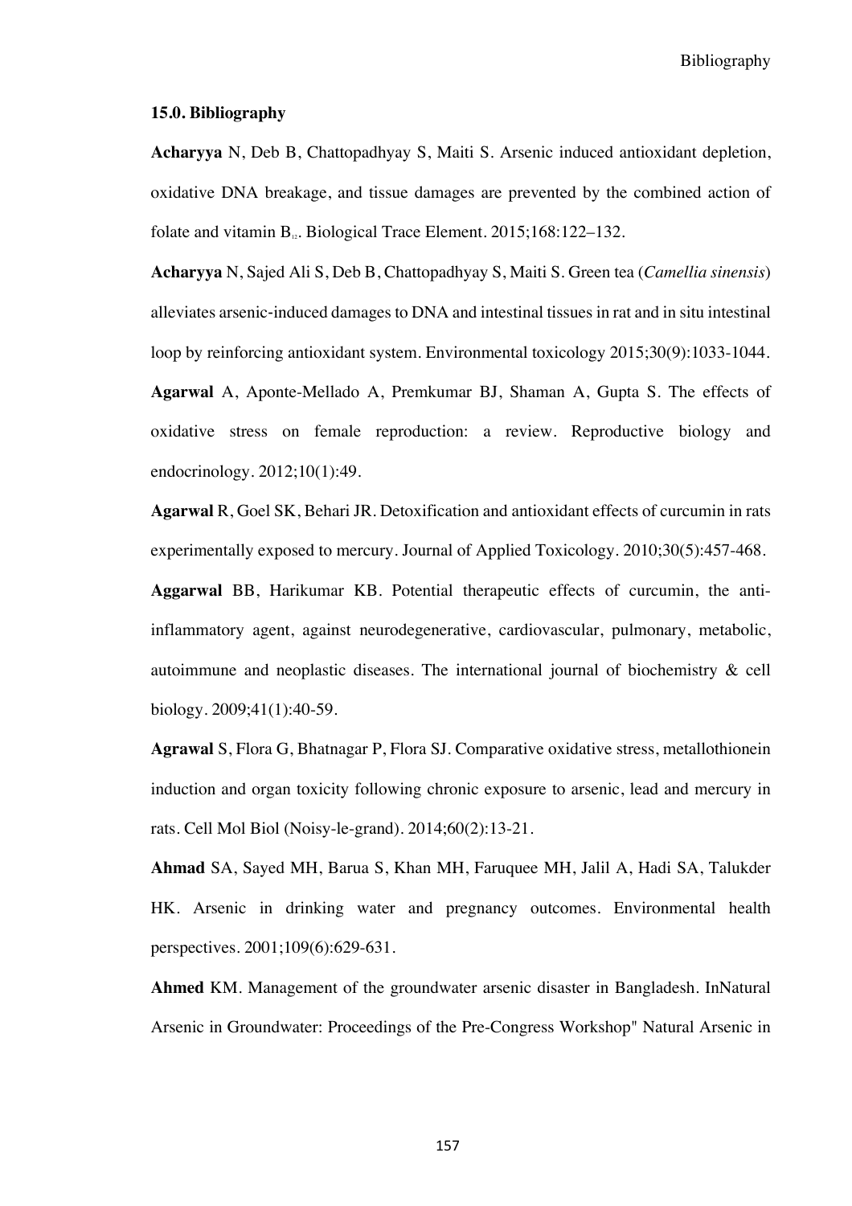## 15.0. Bibliography

**Acharyya** N, Deb B, Chattopadhyay S, Maiti S. Arsenic induced antioxidant depletion, oxidative DNA breakage, and tissue damages are prevented by the combined action of folate and vitamin $B_{12}$. Biological Trace Element. 2015;168:122–132.

**Acharyya** N, Sajed Ali S, Deb B, Chattopadhyay S, Maiti S. Green tea (*Camellia sinensis*) alleviates arsenic-induced damages to DNA and intestinal tissues in rat and in situ intestinal loop by reinforcing antioxidant system. Environmental toxicology 2015;30(9):1033-1044.

**Agarwal** A, Aponte-Mellado A, Premkumar BJ, Shaman A, Gupta S. The effects of oxidative stress on female reproduction: a review. Reproductive biology and endocrinology. 2012;10(1):49.

**Agarwal** R, Goel SK, Behari JR. Detoxification and antioxidant effects of curcumin in rats experimentally exposed to mercury. Journal of Applied Toxicology. 2010;30(5):457-468.

**Aggarwal** BB, Harikumar KB. Potential therapeutic effects of curcumin, the anti-inflammatory agent, against neurodegenerative, cardiovascular, pulmonary, metabolic, autoimmune and neoplastic diseases. The international journal of biochemistry & cell biology. 2009;41(1):40-59.

**Agrawal** S, Flora G, Bhatnagar P, Flora SJ. Comparative oxidative stress, metallothionein induction and organ toxicity following chronic exposure to arsenic, lead and mercury in rats. Cell Mol Biol (Noisy-le-grand). 2014;60(2):13-21.

**Ahmad** SA, Sayed MH, Barua S, Khan MH, Faruquee MH, Jalil A, Hadi SA, Talukder HK. Arsenic in drinking water and pregnancy outcomes. Environmental health perspectives. 2001;109(6):629-631.

**Ahmed** KM. Management of the groundwater arsenic disaster in Bangladesh. InNatural Arsenic in Groundwater: Proceedings of the Pre-Congress Workshop" Natural Arsenic in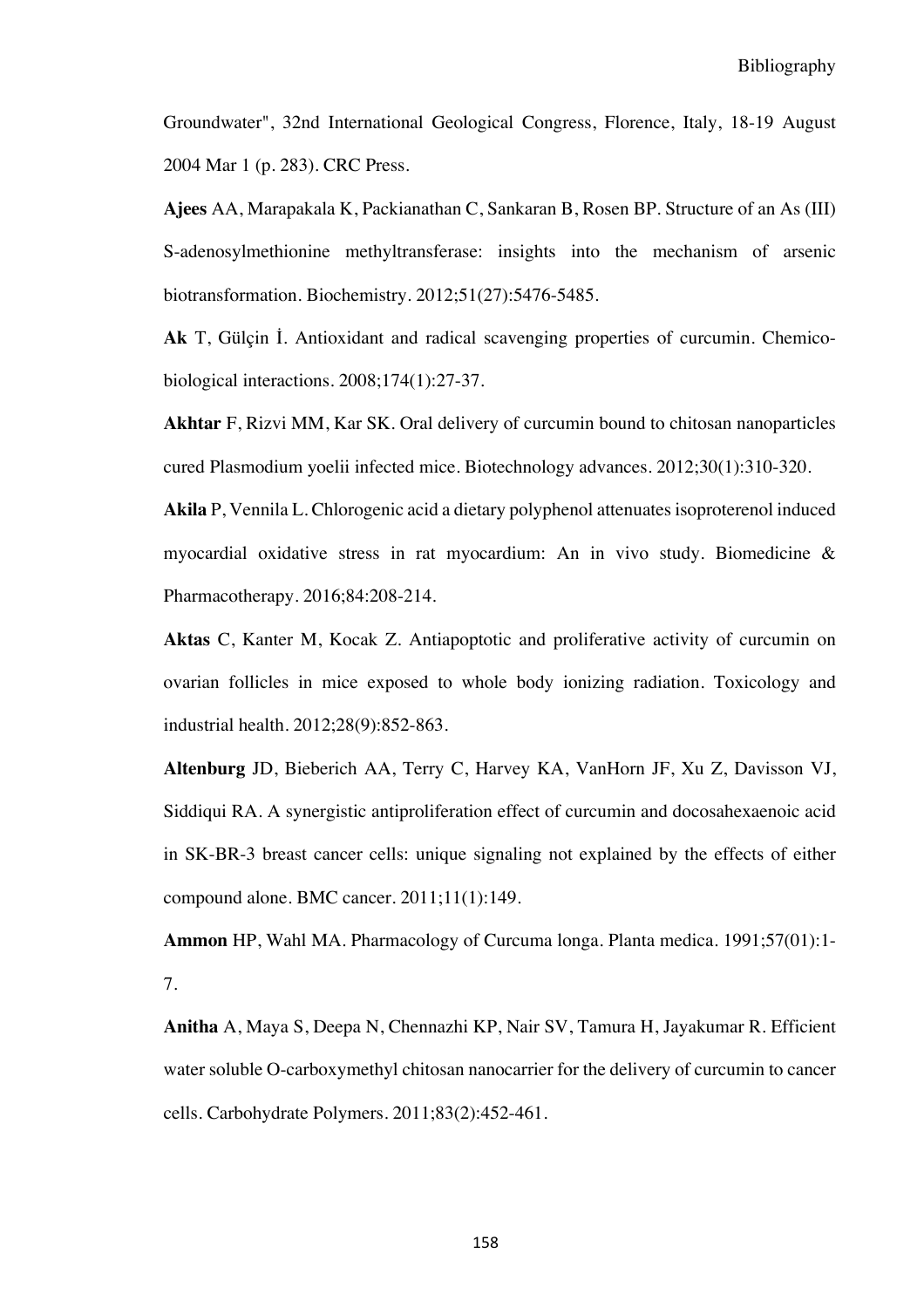Groundwater", 32nd International Geological Congress, Florence, Italy, 18-19 August 2004 Mar 1 (p. 283). CRC Press.

**Ajees** AA, Marapakala K, Packianathan C, Sankaran B, Rosen BP. Structure of an As (III) S-adenosylmethionine methyltransferase: insights into the mechanism of arsenic biotransformation. Biochemistry. 2012;51(27):5476-5485.

**Ak** T, Gülçin İ. Antioxidant and radical scavenging properties of curcumin. Chemico-biological interactions. 2008;174(1):27-37.

**Akhtar** F, Rizvi MM, Kar SK. Oral delivery of curcumin bound to chitosan nanoparticles cured Plasmodium yoelii infected mice. Biotechnology advances. 2012;30(1):310-320.

**Akila** P, Vennila L. Chlorogenic acid a dietary polyphenol attenuates isoproterenol induced myocardial oxidative stress in rat myocardium: An in vivo study. Biomedicine & Pharmacotherapy. 2016;84:208-214.

**Aktas** C, Kanter M, Kocak Z. Antiapoptotic and proliferative activity of curcumin on ovarian follicles in mice exposed to whole body ionizing radiation. Toxicology and industrial health. 2012;28(9):852-863.

**Altenburg** JD, Bieberich AA, Terry C, Harvey KA, VanHorn JF, Xu Z, Davisson VJ, Siddiqui RA. A synergistic antiproliferation effect of curcumin and docosahexaenoic acid in SK-BR-3 breast cancer cells: unique signaling not explained by the effects of either compound alone. BMC cancer. 2011;11(1):149.

**Ammon** HP, Wahl MA. Pharmacology of Curcuma longa. Planta medica. 1991;57(01):1-7.

**Anitha** A, Maya S, Deepa N, Chennazhi KP, Nair SV, Tamura H, Jayakumar R. Efficient water soluble O-carboxymethyl chitosan nanocarrier for the delivery of curcumin to cancer cells. Carbohydrate Polymers. 2011;83(2):452-461.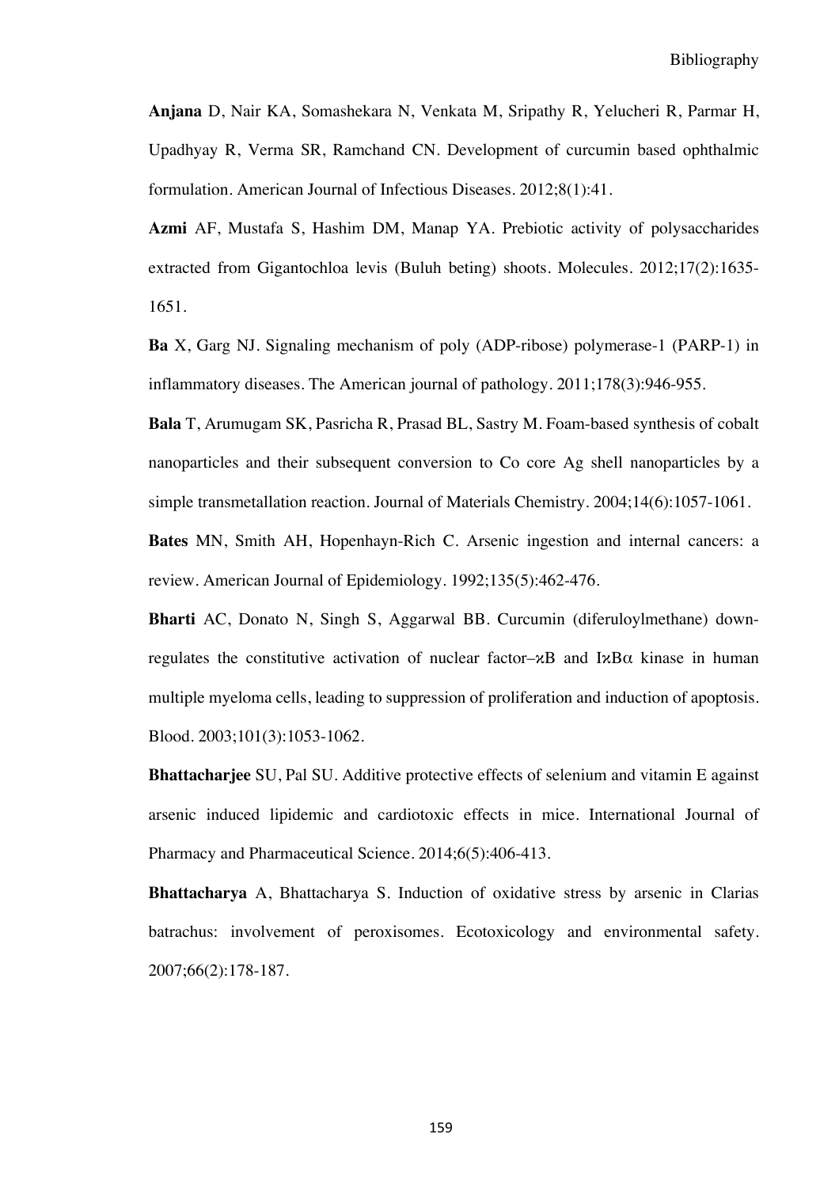**Anjana** D, Nair KA, Somashekara N, Venkata M, Sripathy R, Yelucheri R, Parmar H, Upadhyay R, Verma SR, Ramchand CN. Development of curcumin based ophthalmic formulation. American Journal of Infectious Diseases. 2012;8(1):41.

**Azmi** AF, Mustafa S, Hashim DM, Manap YA. Prebiotic activity of polysaccharides extracted from Gigantochloa levis (Buluh beting) shoots. Molecules. 2012;17(2):1635-1651.

**Ba** X, Garg NJ. Signaling mechanism of poly (ADP-ribose) polymerase-1 (PARP-1) in inflammatory diseases. The American journal of pathology. 2011;178(3):946-955.

**Bala** T, Arumugam SK, Pasricha R, Prasad BL, Sastry M. Foam-based synthesis of cobalt nanoparticles and their subsequent conversion to Co core Ag shell nanoparticles by a simple transmetallation reaction. Journal of Materials Chemistry. 2004;14(6):1057-1061.

**Bates** MN, Smith AH, Hopenhayn-Rich C. Arsenic ingestion and internal cancers: a review. American Journal of Epidemiology. 1992;135(5):462-476.

**Bharti** AC, Donato N, Singh S, Aggarwal BB. Curcumin (diferuloylmethane) down-regulates the constitutive activation of nuclear factor–κB and IκBα kinase in human multiple myeloma cells, leading to suppression of proliferation and induction of apoptosis. Blood. 2003;101(3):1053-1062.

**Bhattacharjee** SU, Pal SU. Additive protective effects of selenium and vitamin E against arsenic induced lipidemic and cardiotoxic effects in mice. International Journal of Pharmacy and Pharmaceutical Science. 2014;6(5):406-413.

**Bhattacharya** A, Bhattacharya S. Induction of oxidative stress by arsenic in Clarias batrachus: involvement of peroxisomes. Ecotoxicology and environmental safety. 2007;66(2):178-187.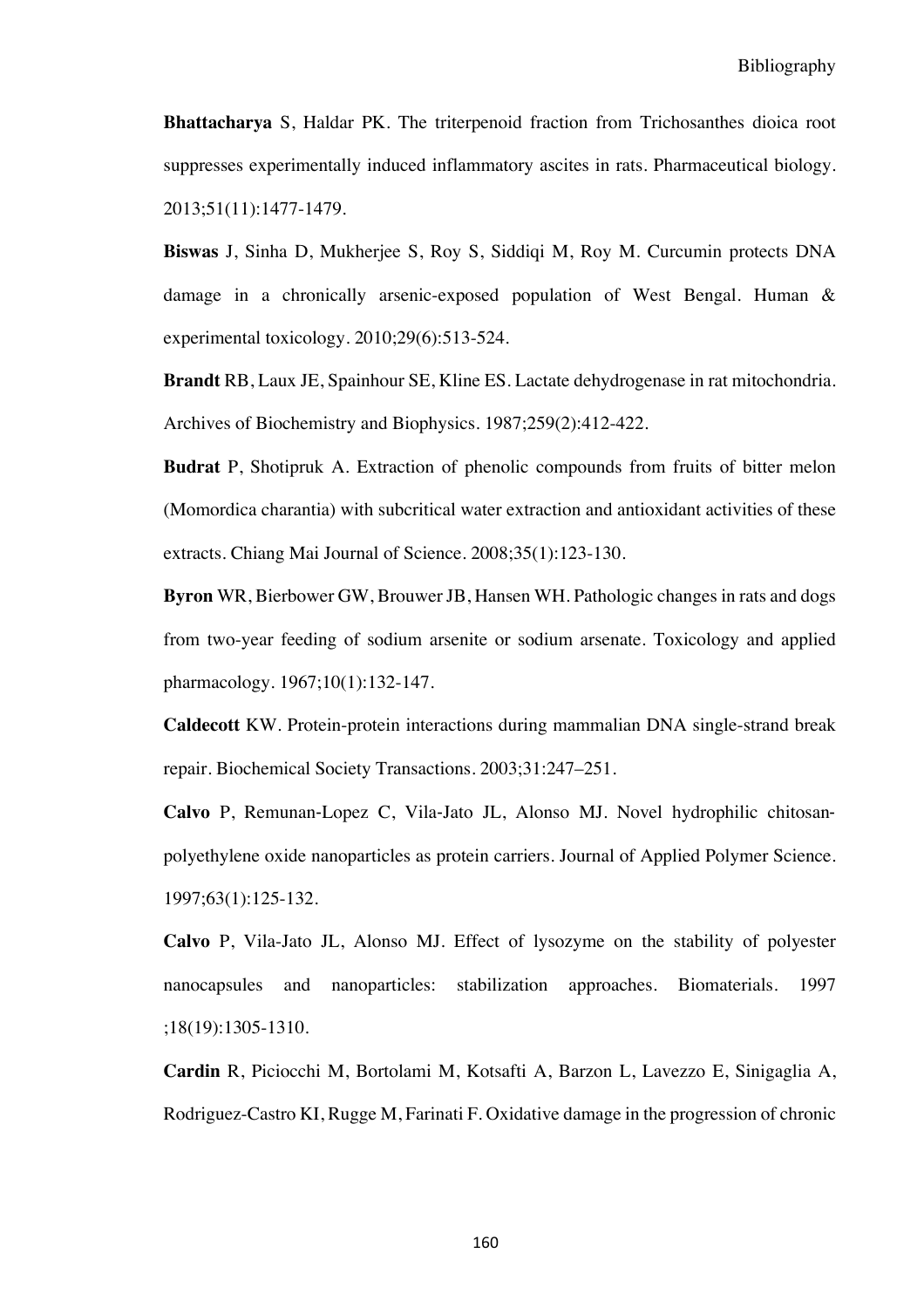**Bhattacharya** S, Haldar PK. The triterpenoid fraction from Trichosanthes dioica root suppresses experimentally induced inflammatory ascites in rats. Pharmaceutical biology. 2013;51(11):1477-1479.

**Biswas** J, Sinha D, Mukherjee S, Roy S, Siddiqi M, Roy M. Curcumin protects DNA damage in a chronically arsenic-exposed population of West Bengal. Human & experimental toxicology. 2010;29(6):513-524.

**Brandt** RB, Laux JE, Spainhour SE, Kline ES. Lactate dehydrogenase in rat mitochondria. Archives of Biochemistry and Biophysics. 1987;259(2):412-422.

**Budrat** P, Shotipruk A. Extraction of phenolic compounds from fruits of bitter melon (Momordica charantia) with subcritical water extraction and antioxidant activities of these extracts. Chiang Mai Journal of Science. 2008;35(1):123-130.

**Byron** WR, Bierbower GW, Brouwer JB, Hansen WH. Pathologic changes in rats and dogs from two-year feeding of sodium arsenite or sodium arsenate. Toxicology and applied pharmacology. 1967;10(1):132-147.

**Caldecott** KW. Protein-protein interactions during mammalian DNA single-strand break repair. Biochemical Society Transactions. 2003;31:247–251.

**Calvo** P, Remunan-Lopez C, Vila-Jato JL, Alonso MJ. Novel hydrophilic chitosan-polyethylene oxide nanoparticles as protein carriers. Journal of Applied Polymer Science. 1997;63(1):125-132.

**Calvo** P, Vila-Jato JL, Alonso MJ. Effect of lysozyme on the stability of polyester nanocapsules and nanoparticles: stabilization approaches. Biomaterials. 1997 ;18(19):1305-1310.

**Cardin** R, Piciocchi M, Bortolami M, Kotsafti A, Barzon L, Lavezzo E, Sinigaglia A, Rodriguez-Castro KI, Rugge M, Farinati F. Oxidative damage in the progression of chronic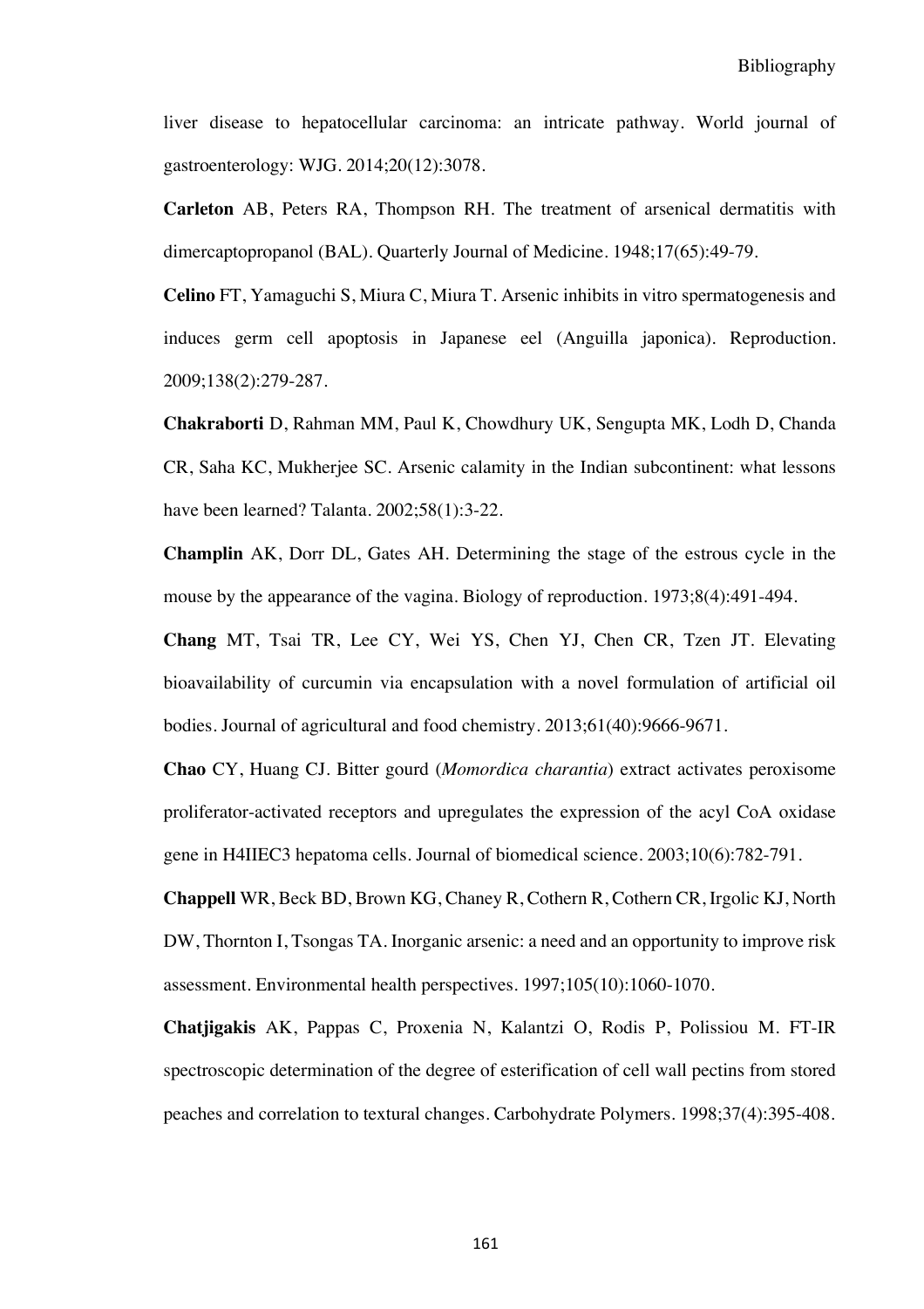liver disease to hepatocellular carcinoma: an intricate pathway. World journal of gastroenterology: WJG. 2014;20(12):3078.

**Carleton** AB, Peters RA, Thompson RH. The treatment of arsenical dermatitis with dimercaptopropanol (BAL). Quarterly Journal of Medicine. 1948;17(65):49-79.

**Celino** FT, Yamaguchi S, Miura C, Miura T. Arsenic inhibits in vitro spermatogenesis and induces germ cell apoptosis in Japanese eel (Anguilla japonica). Reproduction. 2009;138(2):279-287.

**Chakraborti** D, Rahman MM, Paul K, Chowdhury UK, Sengupta MK, Lodh D, Chanda CR, Saha KC, Mukherjee SC. Arsenic calamity in the Indian subcontinent: what lessons have been learned? Talanta. 2002;58(1):3-22.

**Champlin** AK, Dorr DL, Gates AH. Determining the stage of the estrous cycle in the mouse by the appearance of the vagina. Biology of reproduction. 1973;8(4):491-494.

**Chang** MT, Tsai TR, Lee CY, Wei YS, Chen YJ, Chen CR, Tzen JT. Elevating bioavailability of curcumin via encapsulation with a novel formulation of artificial oil bodies. Journal of agricultural and food chemistry. 2013;61(40):9666-9671.

**Chao** CY, Huang CJ. Bitter gourd (*Momordica charantia*) extract activates peroxisome proliferator-activated receptors and upregulates the expression of the acyl CoA oxidase gene in H4IIEC3 hepatoma cells. Journal of biomedical science. 2003;10(6):782-791.

**Chappell** WR, Beck BD, Brown KG, Chaney R, Cothern R, Cothern CR, Irgolic KJ, North DW, Thornton I, Tsongas TA. Inorganic arsenic: a need and an opportunity to improve risk assessment. Environmental health perspectives. 1997;105(10):1060-1070.

**Chatjigakis** AK, Pappas C, Proxenia N, Kalantzi O, Rodis P, Polissiou M. FT-IR spectroscopic determination of the degree of esterification of cell wall pectins from stored peaches and correlation to textural changes. Carbohydrate Polymers. 1998;37(4):395-408.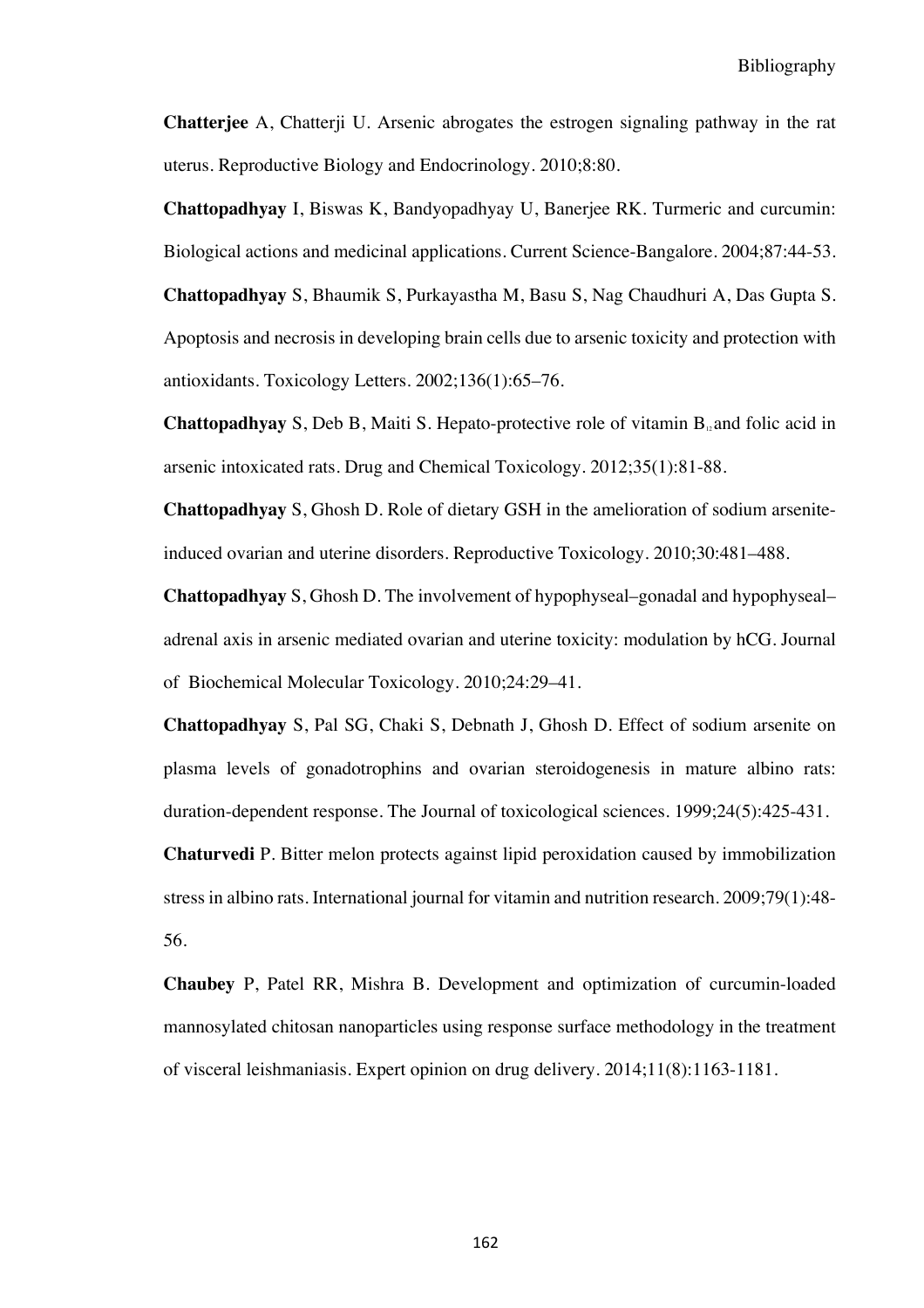**Chatterjee** A, Chatterji U. Arsenic abrogates the estrogen signaling pathway in the rat uterus. Reproductive Biology and Endocrinology. 2010;8:80.

**Chattopadhyay** I, Biswas K, Bandyopadhyay U, Banerjee RK. Turmeric and curcumin: Biological actions and medicinal applications. Current Science-Bangalore. 2004;87:44-53.

**Chattopadhyay** S, Bhaumik S, Purkayastha M, Basu S, Nag Chaudhuri A, Das Gupta S. Apoptosis and necrosis in developing brain cells due to arsenic toxicity and protection with antioxidants. Toxicology Letters. 2002;136(1):65–76.

**Chattopadhyay** S, Deb B, Maiti S. Hepato-protective role of vitamin $B_{12}$ and folic acid in arsenic intoxicated rats. Drug and Chemical Toxicology. 2012;35(1):81-88.

**Chattopadhyay** S, Ghosh D. Role of dietary GSH in the amelioration of sodium arsenite-induced ovarian and uterine disorders. Reproductive Toxicology. 2010;30:481–488.

**Chattopadhyay** S, Ghosh D. The involvement of hypophyseal–gonadal and hypophyseal–adrenal axis in arsenic mediated ovarian and uterine toxicity: modulation by hCG. Journal of Biochemical Molecular Toxicology. 2010;24:29–41.

**Chattopadhyay** S, Pal SG, Chaki S, Debnath J, Ghosh D. Effect of sodium arsenite on plasma levels of gonadotrophins and ovarian steroidogenesis in mature albino rats: duration-dependent response. The Journal of toxicological sciences. 1999;24(5):425-431.

**Chaturvedi** P. Bitter melon protects against lipid peroxidation caused by immobilization stress in albino rats. International journal for vitamin and nutrition research. 2009;79(1):48-56.

**Chaubey** P, Patel RR, Mishra B. Development and optimization of curcumin-loaded mannosylated chitosan nanoparticles using response surface methodology in the treatment of visceral leishmaniasis. Expert opinion on drug delivery. 2014;11(8):1163-1181.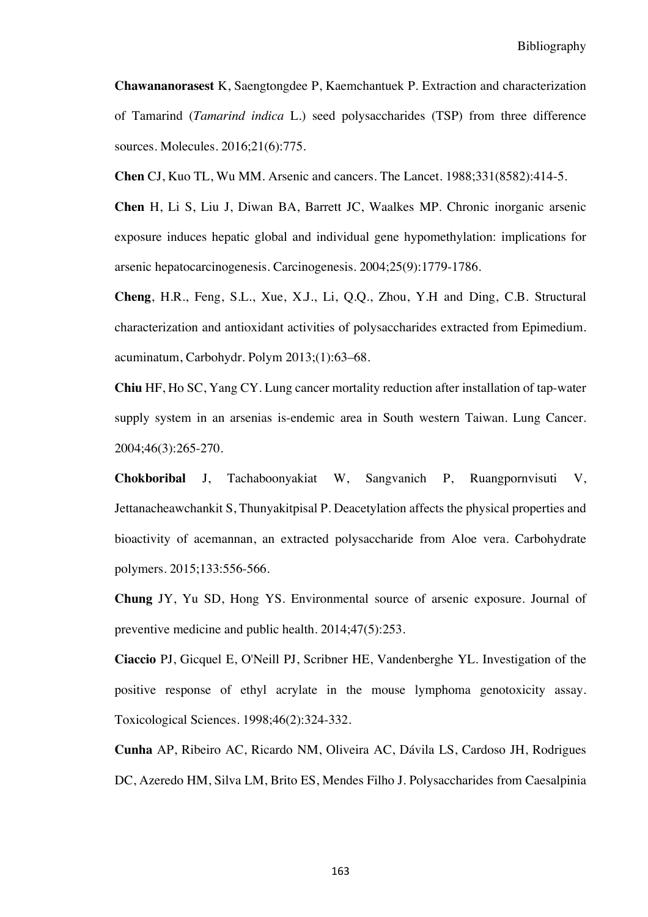**Chawananorasest** K, Saengtongdee P, Kaemchantuek P. Extraction and characterization of Tamarind (*Tamarind indica* L.) seed polysaccharides (TSP) from three difference sources. Molecules. 2016;21(6):775.

**Chen** CJ, Kuo TL, Wu MM. Arsenic and cancers. The Lancet. 1988;331(8582):414-5.

**Chen** H, Li S, Liu J, Diwan BA, Barrett JC, Waalkes MP. Chronic inorganic arsenic exposure induces hepatic global and individual gene hypomethylation: implications for arsenic hepatocarcinogenesis. Carcinogenesis. 2004;25(9):1779-1786.

**Cheng**, H.R., Feng, S.L., Xue, X.J., Li, Q.Q., Zhou, Y.H and Ding, C.B. Structural characterization and antioxidant activities of polysaccharides extracted from Epimedium. acuminatum, Carbohydr. Polym 2013;(1):63–68.

**Chiu** HF, Ho SC, Yang CY. Lung cancer mortality reduction after installation of tap-water supply system in an arsenias is-endemic area in South western Taiwan. Lung Cancer. 2004;46(3):265-270.

**Chokboribal** J, Tachaboonyakiat W, Sangvanich P, Ruangpornvisuti V, Jettanacheawchankit S, Thunyakitpisal P. Deacetylation affects the physical properties and bioactivity of acemannan, an extracted polysaccharide from Aloe vera. Carbohydrate polymers. 2015;133:556-566.

**Chung** JY, Yu SD, Hong YS. Environmental source of arsenic exposure. Journal of preventive medicine and public health. 2014;47(5):253.

**Ciaccio** PJ, Gicquel E, O'Neill PJ, Scribner HE, Vandenberghe YL. Investigation of the positive response of ethyl acrylate in the mouse lymphoma genotoxicity assay. Toxicological Sciences. 1998;46(2):324-332.

**Cunha** AP, Ribeiro AC, Ricardo NM, Oliveira AC, Dávila LS, Cardoso JH, Rodrigues DC, Azeredo HM, Silva LM, Brito ES, Mendes Filho J. Polysaccharides from Caesalpinia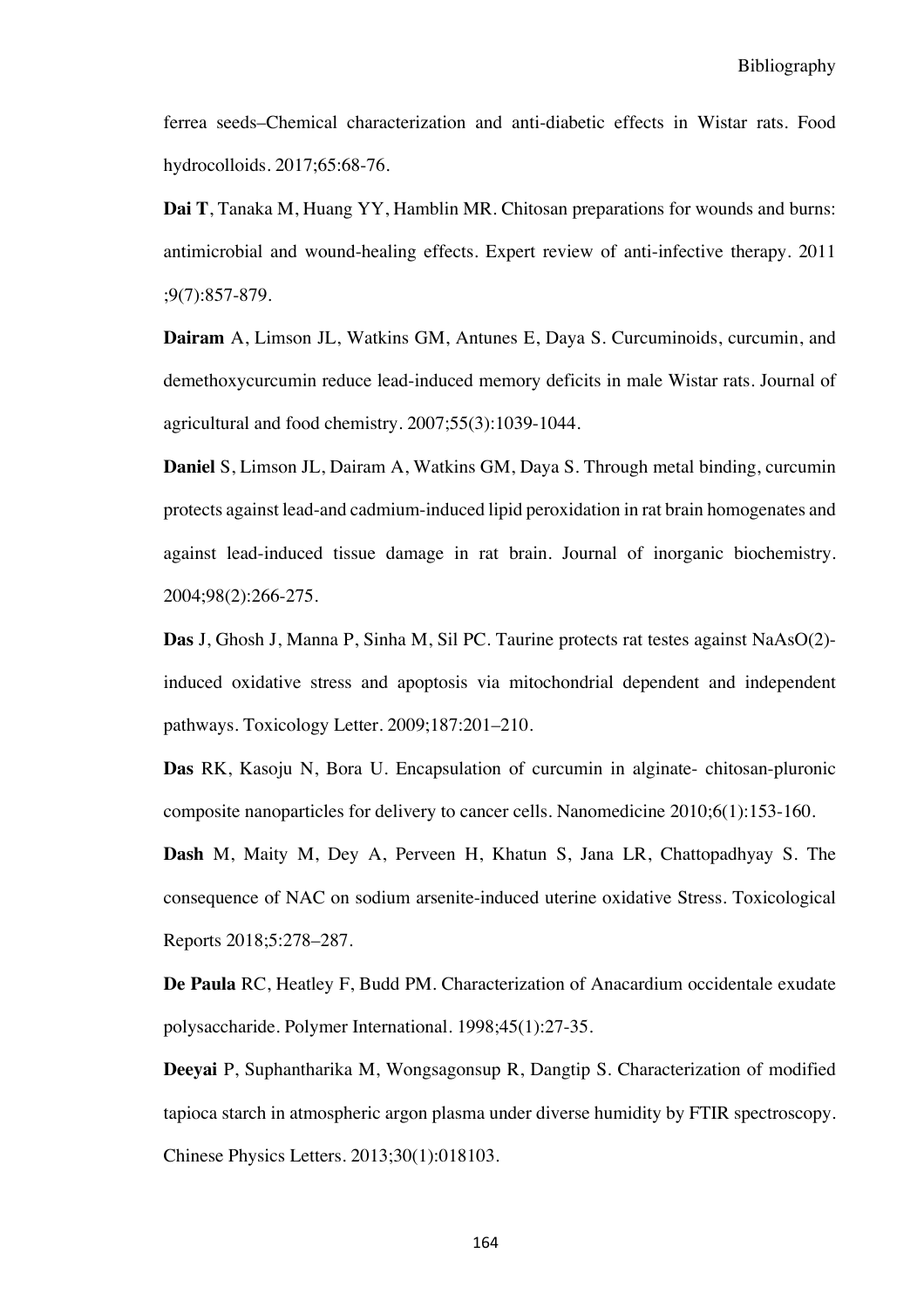ferrea seeds–Chemical characterization and anti-diabetic effects in Wistar rats. Food hydrocolloids. 2017;65:68-76.

**Dai T**, Tanaka M, Huang YY, Hamblin MR. Chitosan preparations for wounds and burns: antimicrobial and wound-healing effects. Expert review of anti-infective therapy. 2011 ;9(7):857-879.

**Dairam** A, Limson JL, Watkins GM, Antunes E, Daya S. Curcuminoids, curcumin, and demethoxycurcumin reduce lead-induced memory deficits in male Wistar rats. Journal of agricultural and food chemistry. 2007;55(3):1039-1044.

**Daniel** S, Limson JL, Dairam A, Watkins GM, Daya S. Through metal binding, curcumin protects against lead-and cadmium-induced lipid peroxidation in rat brain homogenates and against lead-induced tissue damage in rat brain. Journal of inorganic biochemistry. 2004;98(2):266-275.

**Das** J, Ghosh J, Manna P, Sinha M, Sil PC. Taurine protects rat testes against NaAsO(2)-induced oxidative stress and apoptosis via mitochondrial dependent and independent pathways. Toxicology Letter. 2009;187:201–210.

**Das** RK, Kasoju N, Bora U. Encapsulation of curcumin in alginate- chitosan-pluronic composite nanoparticles for delivery to cancer cells. Nanomedicine 2010;6(1):153-160.

**Dash** M, Maity M, Dey A, Perveen H, Khatun S, Jana LR, Chattopadhyay S. The consequence of NAC on sodium arsenite-induced uterine oxidative Stress. Toxicological Reports 2018;5:278–287.

**De Paula** RC, Heatley F, Budd PM. Characterization of Anacardium occidentale exudate polysaccharide. Polymer International. 1998;45(1):27-35.

**Deeyai** P, Suphantharika M, Wongsagonsup R, Dangtip S. Characterization of modified tapioca starch in atmospheric argon plasma under diverse humidity by FTIR spectroscopy. Chinese Physics Letters. 2013;30(1):018103.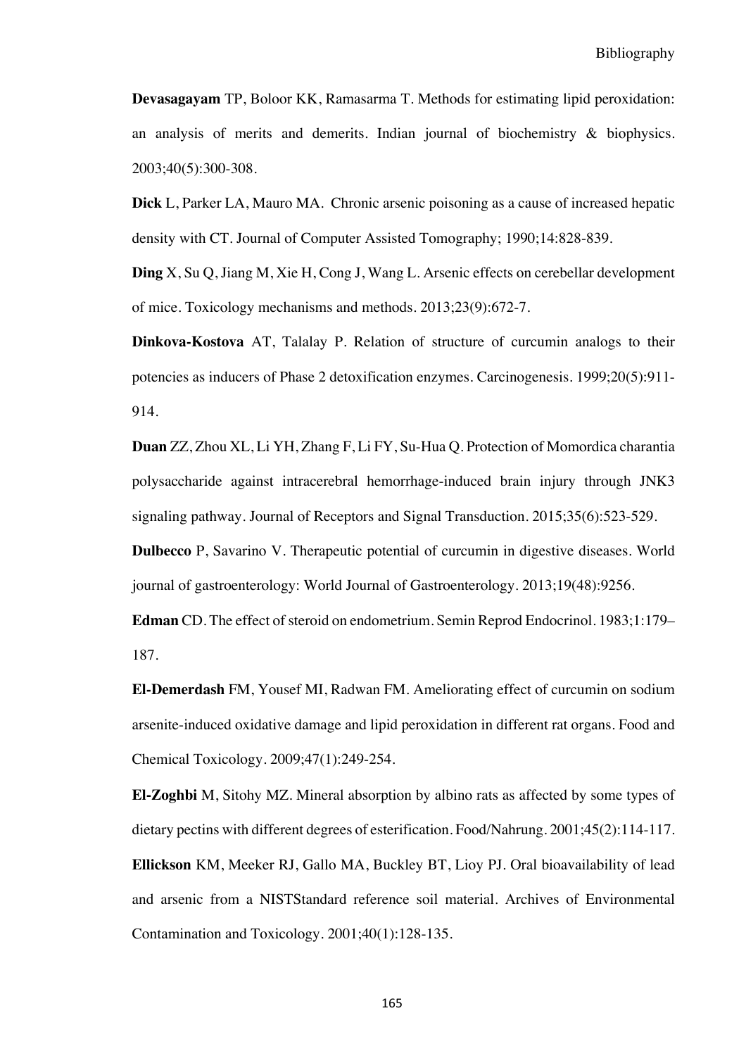**Devasagayam** TP, Boloor KK, Ramasarma T. Methods for estimating lipid peroxidation: an analysis of merits and demerits. Indian journal of biochemistry & biophysics. 2003;40(5):300-308.

**Dick** L, Parker LA, Mauro MA. Chronic arsenic poisoning as a cause of increased hepatic density with CT. Journal of Computer Assisted Tomography; 1990;14:828-839.

**Ding** X, Su Q, Jiang M, Xie H, Cong J, Wang L. Arsenic effects on cerebellar development of mice. Toxicology mechanisms and methods. 2013;23(9):672-7.

**Dinkova-Kostova** AT, Talalay P. Relation of structure of curcumin analogs to their potencies as inducers of Phase 2 detoxification enzymes. Carcinogenesis. 1999;20(5):911-914.

**Duan** ZZ, Zhou XL, Li YH, Zhang F, Li FY, Su-Hua Q. Protection of Momordica charantia polysaccharide against intracerebral hemorrhage-induced brain injury through JNK3 signaling pathway. Journal of Receptors and Signal Transduction. 2015;35(6):523-529.

**Dulbecco** P, Savarino V. Therapeutic potential of curcumin in digestive diseases. World journal of gastroenterology: World Journal of Gastroenterology. 2013;19(48):9256.

**Edman** CD. The effect of steroid on endometrium. Semin Reprod Endocrinol. 1983;1:179–187.

**El-Demerdash** FM, Yousef MI, Radwan FM. Ameliorating effect of curcumin on sodium arsenite-induced oxidative damage and lipid peroxidation in different rat organs. Food and Chemical Toxicology. 2009;47(1):249-254.

**El-Zoghbi** M, Sitohy MZ. Mineral absorption by albino rats as affected by some types of dietary pectins with different degrees of esterification. Food/Nahrung. 2001;45(2):114-117.

**Ellickson** KM, Meeker RJ, Gallo MA, Buckley BT, Lioy PJ. Oral bioavailability of lead and arsenic from a NISTStandard reference soil material. Archives of Environmental Contamination and Toxicology. 2001;40(1):128-135.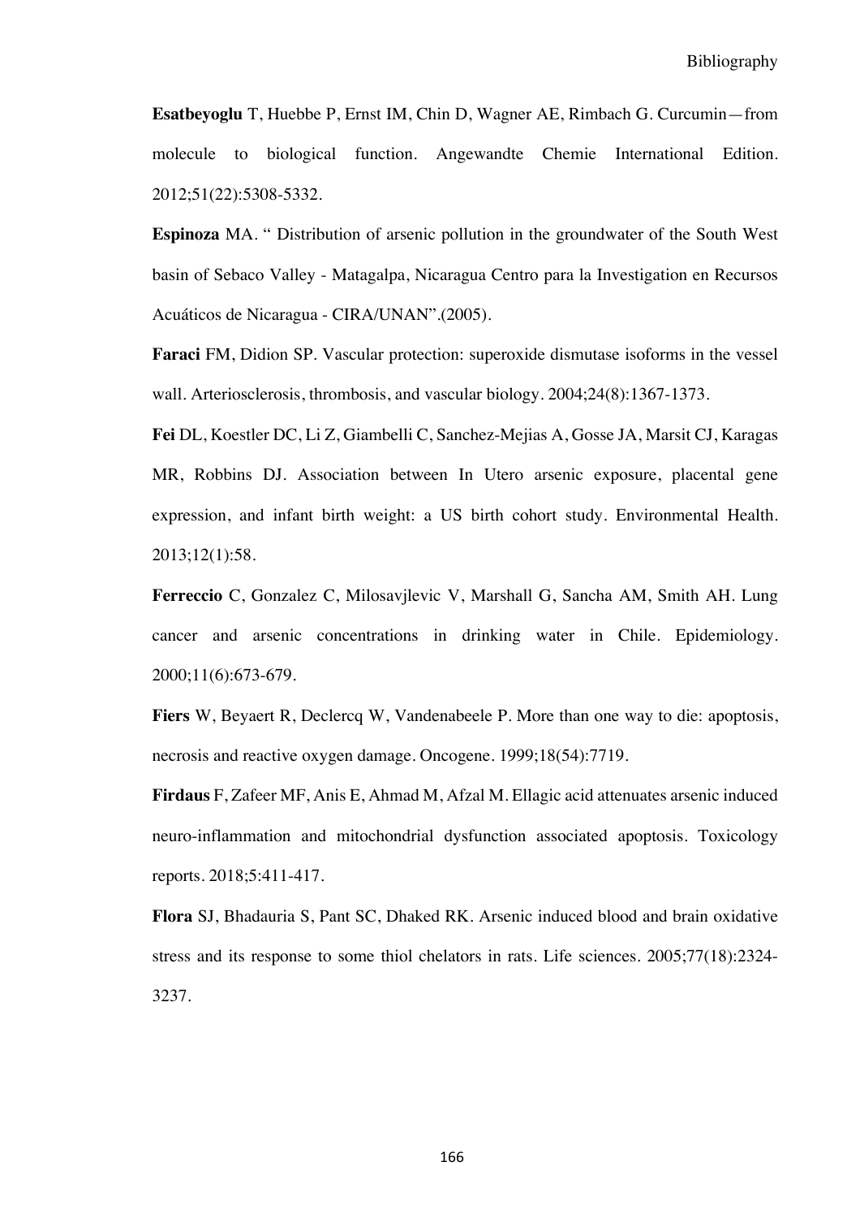**Esatbeyoglu** T, Huebbe P, Ernst IM, Chin D, Wagner AE, Rimbach G. Curcumin—from molecule to biological function. Angewandte Chemie International Edition. 2012;51(22):5308-5332.

**Espinoza** MA. " Distribution of arsenic pollution in the groundwater of the South West basin of Sebaco Valley - Matagalpa, Nicaragua Centro para la Investigation en Recursos Acuáticos de Nicaragua - CIRA/UNAN".(2005).

**Faraci** FM, Didion SP. Vascular protection: superoxide dismutase isoforms in the vessel wall. Arteriosclerosis, thrombosis, and vascular biology. 2004;24(8):1367-1373.

**Fei** DL, Koestler DC, Li Z, Giambelli C, Sanchez-Mejias A, Gosse JA, Marsit CJ, Karagas MR, Robbins DJ. Association between In Utero arsenic exposure, placental gene expression, and infant birth weight: a US birth cohort study. Environmental Health. 2013;12(1):58.

**Ferreccio** C, Gonzalez C, Milosavjlevic V, Marshall G, Sancha AM, Smith AH. Lung cancer and arsenic concentrations in drinking water in Chile. Epidemiology. 2000;11(6):673-679.

**Fiers** W, Beyaert R, Declercq W, Vandenabeele P. More than one way to die: apoptosis, necrosis and reactive oxygen damage. Oncogene. 1999;18(54):7719.

**Firdaus** F, Zafeer MF, Anis E, Ahmad M, Afzal M. Ellagic acid attenuates arsenic induced neuro-inflammation and mitochondrial dysfunction associated apoptosis. Toxicology reports. 2018;5:411-417.

**Flora** SJ, Bhadauria S, Pant SC, Dhaked RK. Arsenic induced blood and brain oxidative stress and its response to some thiol chelators in rats. Life sciences. 2005;77(18):2324-3237.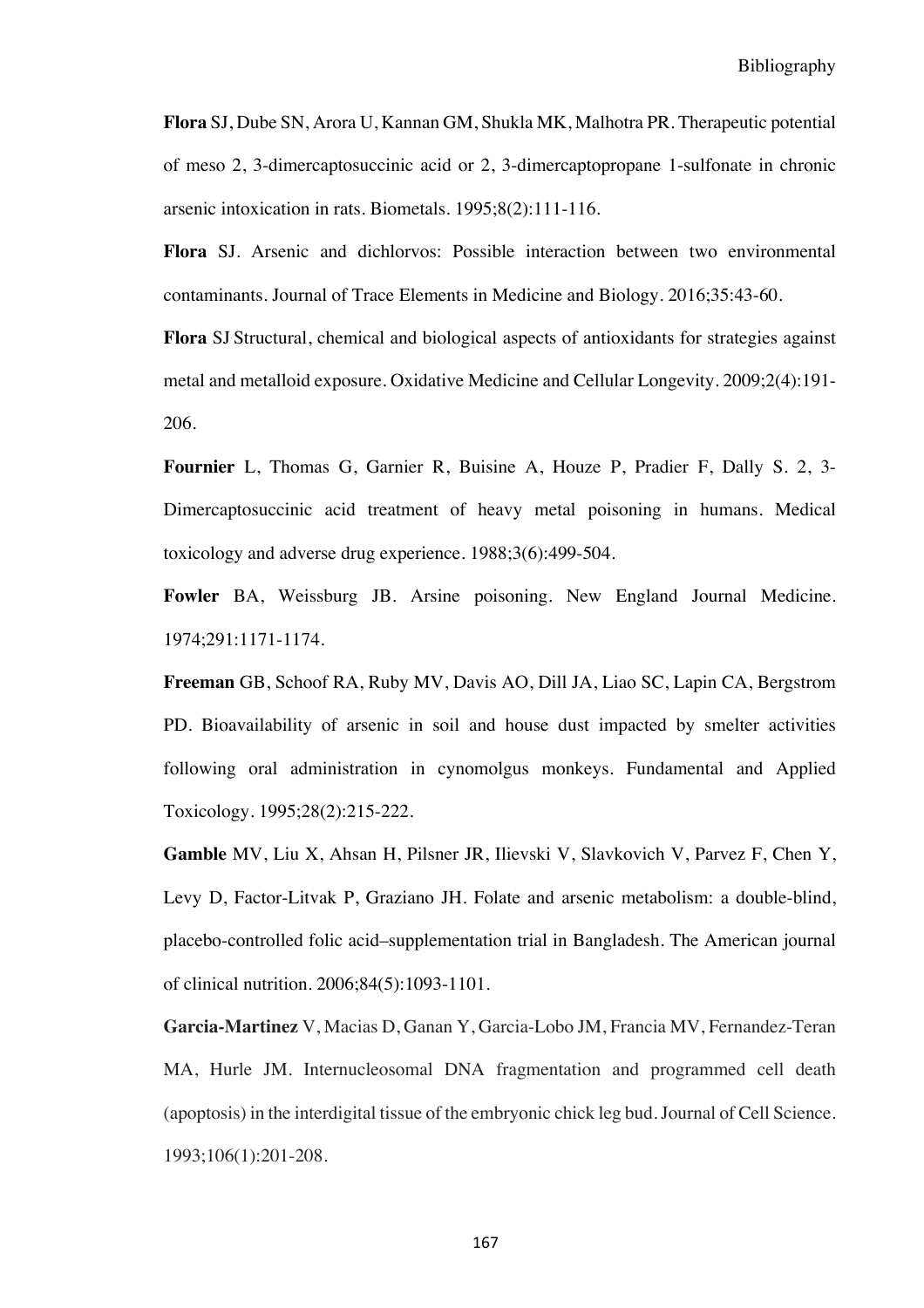**Flora** SJ, Dube SN, Arora U, Kannan GM, Shukla MK, Malhotra PR. Therapeutic potential of meso 2, 3-dimercaptosuccinic acid or 2, 3-dimercaptopropane 1-sulfonate in chronic arsenic intoxication in rats. Biometals. 1995;8(2):111-116.

**Flora** SJ. Arsenic and dichlorvos: Possible interaction between two environmental contaminants. Journal of Trace Elements in Medicine and Biology. 2016;35:43-60.

**Flora** SJ Structural, chemical and biological aspects of antioxidants for strategies against metal and metalloid exposure. Oxidative Medicine and Cellular Longevity. 2009;2(4):191-206.

**Fournier** L, Thomas G, Garnier R, Buisine A, Houze P, Pradier F, Dally S. 2, 3-Dimercaptosuccinic acid treatment of heavy metal poisoning in humans. Medical toxicology and adverse drug experience. 1988;3(6):499-504.

**Fowler** BA, Weissburg JB. Arsine poisoning. New England Journal Medicine. 1974;291:1171-1174.

**Freeman** GB, Schoof RA, Ruby MV, Davis AO, Dill JA, Liao SC, Lapin CA, Bergstrom PD. Bioavailability of arsenic in soil and house dust impacted by smelter activities following oral administration in cynomolgus monkeys. Fundamental and Applied Toxicology. 1995;28(2):215-222.

**Gamble** MV, Liu X, Ahsan H, Pilsner JR, Ilievski V, Slavkovich V, Parvez F, Chen Y, Levy D, Factor-Litvak P, Graziano JH. Folate and arsenic metabolism: a double-blind, placebo-controlled folic acid–supplementation trial in Bangladesh. The American journal of clinical nutrition. 2006;84(5):1093-1101.

**Garcia-Martinez** V, Macias D, Ganan Y, Garcia-Lobo JM, Francia MV, Fernandez-Teran MA, Hurle JM. Internucleosomal DNA fragmentation and programmed cell death (apoptosis) in the interdigital tissue of the embryonic chick leg bud. Journal of Cell Science. 1993;106(1):201-208.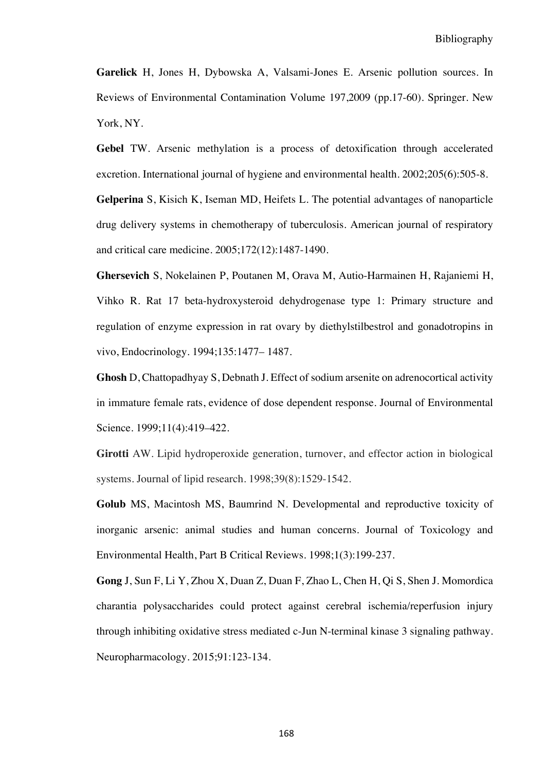**Garelick** H, Jones H, Dybowska A, Valsami-Jones E. Arsenic pollution sources. In Reviews of Environmental Contamination Volume 197,2009 (pp.17-60). Springer. New York, NY.

**Gebel** TW. Arsenic methylation is a process of detoxification through accelerated excretion. International journal of hygiene and environmental health. 2002;205(6):505-8.

**Gelperina** S, Kisich K, Iseman MD, Heifets L. The potential advantages of nanoparticle drug delivery systems in chemotherapy of tuberculosis. American journal of respiratory and critical care medicine. 2005;172(12):1487-1490.

**Ghersevich** S, Nokelainen P, Poutanen M, Orava M, Autio-Harmainen H, Rajaniemi H, Vihko R. Rat 17 beta-hydroxysteroid dehydrogenase type 1: Primary structure and regulation of enzyme expression in rat ovary by diethylstilbestrol and gonadotropins in vivo, Endocrinology. 1994;135:1477– 1487.

**Ghosh** D, Chattopadhyay S, Debnath J. Effect of sodium arsenite on adrenocortical activity in immature female rats, evidence of dose dependent response. Journal of Environmental Science. 1999;11(4):419–422.

**Girotti** AW. Lipid hydroperoxide generation, turnover, and effector action in biological systems. Journal of lipid research. 1998;39(8):1529-1542.

**Golub** MS, Macintosh MS, Baumrind N. Developmental and reproductive toxicity of inorganic arsenic: animal studies and human concerns. Journal of Toxicology and Environmental Health, Part B Critical Reviews. 1998;1(3):199-237.

**Gong** J, Sun F, Li Y, Zhou X, Duan Z, Duan F, Zhao L, Chen H, Qi S, Shen J. Momordica charantia polysaccharides could protect against cerebral ischemia/reperfusion injury through inhibiting oxidative stress mediated c-Jun N-terminal kinase 3 signaling pathway. Neuropharmacology. 2015;91:123-134.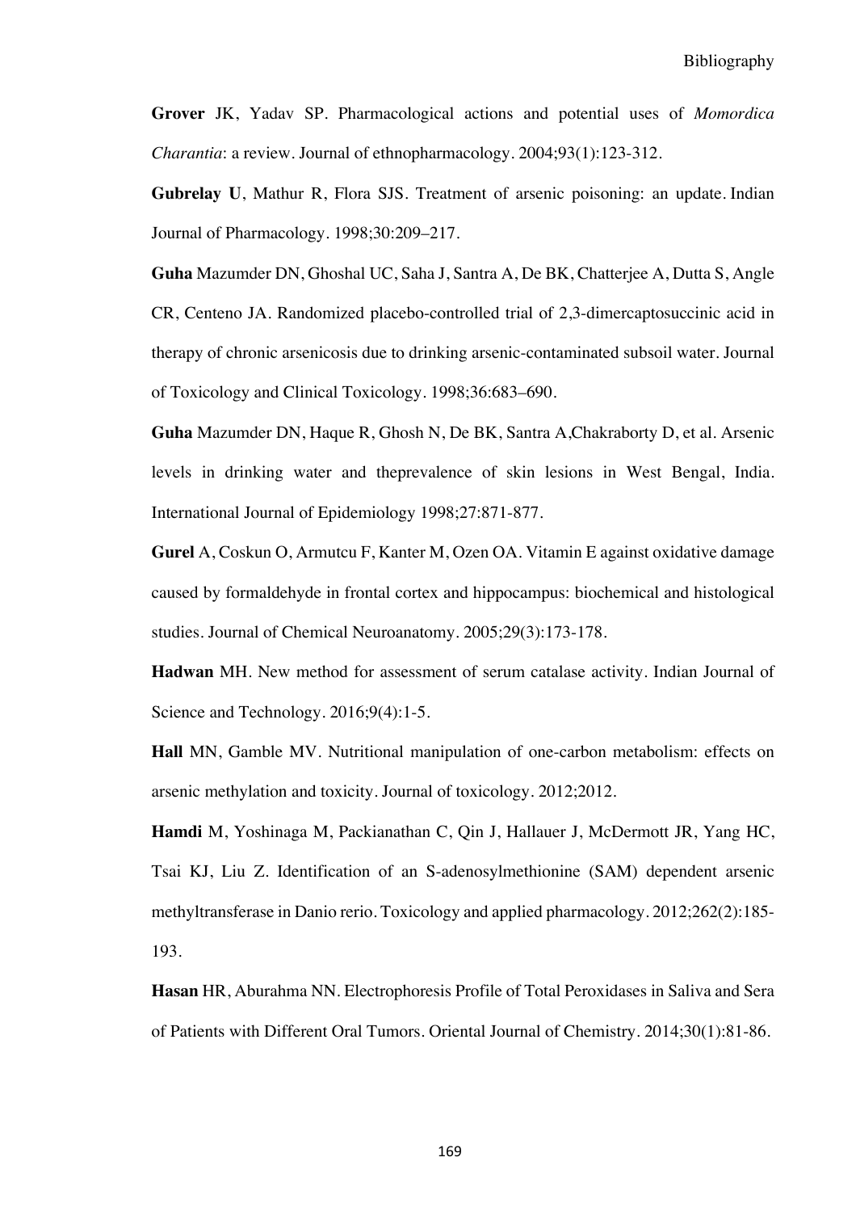**Grover** JK, Yadav SP. Pharmacological actions and potential uses of *Momordica Charantia*: a review. Journal of ethnopharmacology. 2004;93(1):123-312.

**Gubrelay U**, Mathur R, Flora SJS. Treatment of arsenic poisoning: an update. Indian Journal of Pharmacology. 1998;30:209–217.

**Guha** Mazumder DN, Ghoshal UC, Saha J, Santra A, De BK, Chatterjee A, Dutta S, Angle CR, Centeno JA. Randomized placebo-controlled trial of 2,3-dimercaptosuccinic acid in therapy of chronic arsenicosis due to drinking arsenic-contaminated subsoil water. Journal of Toxicology and Clinical Toxicology. 1998;36:683–690.

**Guha** Mazumder DN, Haque R, Ghosh N, De BK, Santra A,Chakraborty D, et al. Arsenic levels in drinking water and theprevalence of skin lesions in West Bengal, India. International Journal of Epidemiology 1998;27:871-877.

**Gurel** A, Coskun O, Armutcu F, Kanter M, Ozen OA. Vitamin E against oxidative damage caused by formaldehyde in frontal cortex and hippocampus: biochemical and histological studies. Journal of Chemical Neuroanatomy. 2005;29(3):173-178.

**Hadwan** MH. New method for assessment of serum catalase activity. Indian Journal of Science and Technology. 2016;9(4):1-5.

**Hall** MN, Gamble MV. Nutritional manipulation of one-carbon metabolism: effects on arsenic methylation and toxicity. Journal of toxicology. 2012;2012.

**Hamdi** M, Yoshinaga M, Packianathan C, Qin J, Hallauer J, McDermott JR, Yang HC, Tsai KJ, Liu Z. Identification of an S-adenosylmethionine (SAM) dependent arsenic methyltransferase in Danio rerio. Toxicology and applied pharmacology. 2012;262(2):185-193.

**Hasan** HR, Aburahma NN. Electrophoresis Profile of Total Peroxidases in Saliva and Sera of Patients with Different Oral Tumors. Oriental Journal of Chemistry. 2014;30(1):81-86.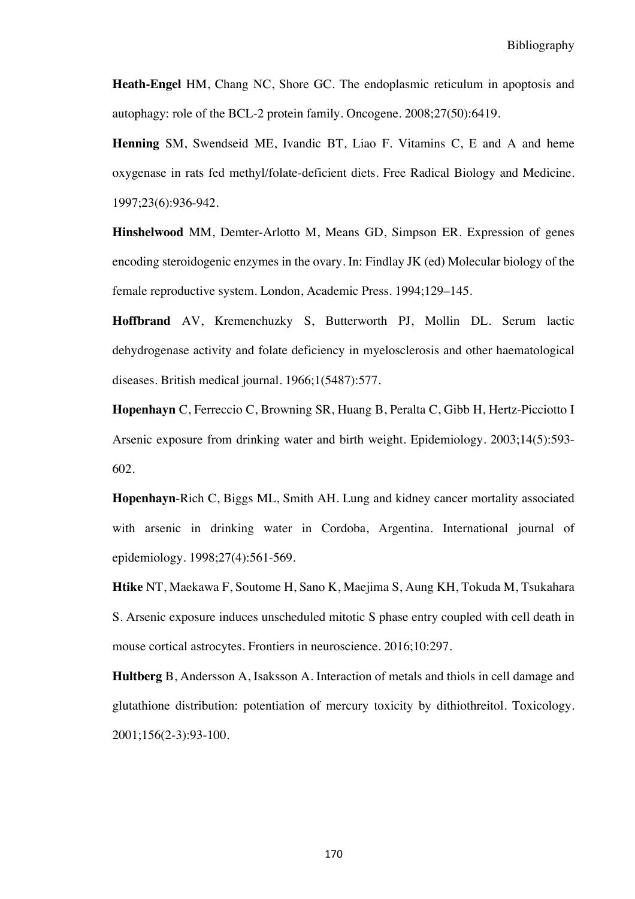**Heath-Engel** HM, Chang NC, Shore GC. The endoplasmic reticulum in apoptosis and autophagy: role of the BCL-2 protein family. Oncogene. 2008;27(50):6419.

**Henning** SM, Swendseid ME, Ivandic BT, Liao F. Vitamins C, E and A and heme oxygenase in rats fed methyl/folate-deficient diets. Free Radical Biology and Medicine. 1997;23(6):936-942.

**Hinshelwood** MM, Demter-Arlotto M, Means GD, Simpson ER. Expression of genes encoding steroidogenic enzymes in the ovary. In: Findlay JK (ed) Molecular biology of the female reproductive system. London, Academic Press. 1994;129–145.

**Hoffbrand** AV, Kremenchuzky S, Butterworth PJ, Mollin DL. Serum lactic dehydrogenase activity and folate deficiency in myelosclerosis and other haematological diseases. British medical journal. 1966;1(5487):577.

**Hopenhayn** C, Ferreccio C, Browning SR, Huang B, Peralta C, Gibb H, Hertz-Picciotto I Arsenic exposure from drinking water and birth weight. Epidemiology. 2003;14(5):593-602.

**Hopenhayn**-Rich C, Biggs ML, Smith AH. Lung and kidney cancer mortality associated with arsenic in drinking water in Cordoba, Argentina. International journal of epidemiology. 1998;27(4):561-569.

**Htike** NT, Maekawa F, Soutome H, Sano K, Maejima S, Aung KH, Tokuda M, Tsukahara S. Arsenic exposure induces unscheduled mitotic S phase entry coupled with cell death in mouse cortical astrocytes. Frontiers in neuroscience. 2016;10:297.

**Hultberg** B, Andersson A, Isaksson A. Interaction of metals and thiols in cell damage and glutathione distribution: potentiation of mercury toxicity by dithiothreitol. Toxicology. 2001;156(2-3):93-100.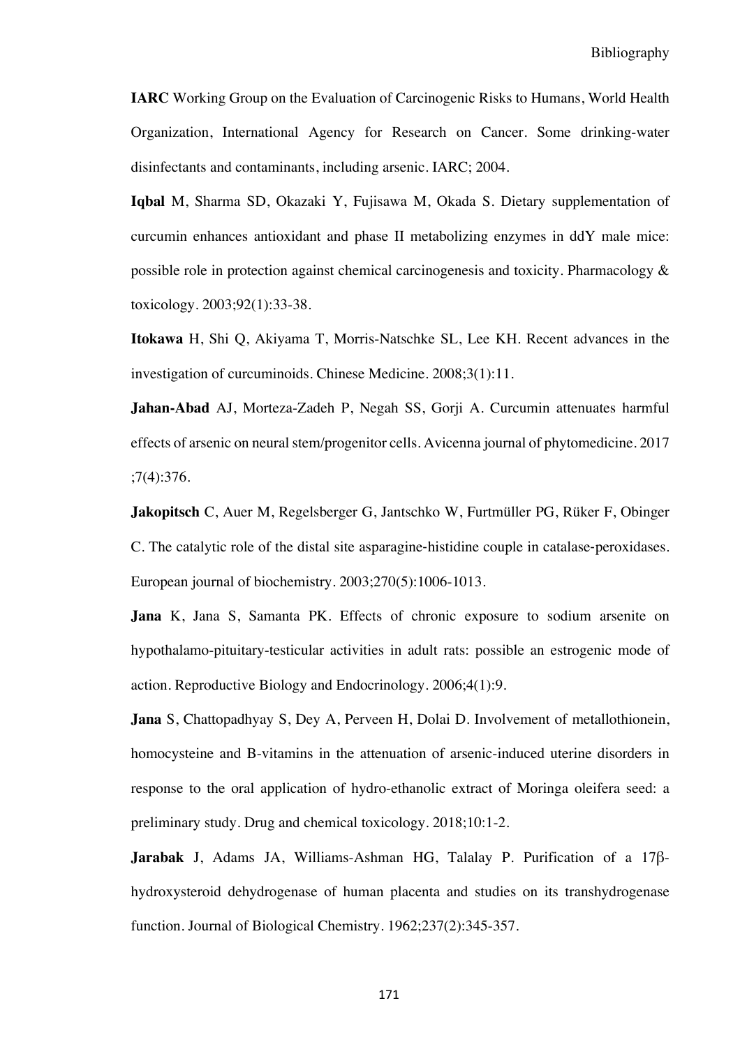**IARC** Working Group on the Evaluation of Carcinogenic Risks to Humans, World Health Organization, International Agency for Research on Cancer. Some drinking-water disinfectants and contaminants, including arsenic. IARC; 2004.

**Iqbal** M, Sharma SD, Okazaki Y, Fujisawa M, Okada S. Dietary supplementation of curcumin enhances antioxidant and phase II metabolizing enzymes in ddY male mice: possible role in protection against chemical carcinogenesis and toxicity. Pharmacology & toxicology. 2003;92(1):33-38.

**Itokawa** H, Shi Q, Akiyama T, Morris-Natschke SL, Lee KH. Recent advances in the investigation of curcuminoids. Chinese Medicine. 2008;3(1):11.

**Jahan-Abad** AJ, Morteza-Zadeh P, Negah SS, Gorji A. Curcumin attenuates harmful effects of arsenic on neural stem/progenitor cells. Avicenna journal of phytomedicine. 2017 ;7(4):376.

**Jakopitsch** C, Auer M, Regelsberger G, Jantschko W, Furtmüller PG, Rüker F, Obinger C. The catalytic role of the distal site asparagine-histidine couple in catalase-peroxidases. European journal of biochemistry. 2003;270(5):1006-1013.

**Jana** K, Jana S, Samanta PK. Effects of chronic exposure to sodium arsenite on hypothalamo-pituitary-testicular activities in adult rats: possible an estrogenic mode of action. Reproductive Biology and Endocrinology. 2006;4(1):9.

**Jana** S, Chattopadhyay S, Dey A, Perveen H, Dolai D. Involvement of metallothionein, homocysteine and B-vitamins in the attenuation of arsenic-induced uterine disorders in response to the oral application of hydro-ethanolic extract of Moringa oleifera seed: a preliminary study. Drug and chemical toxicology. 2018;10:1-2.

**Jarabak** J, Adams JA, Williams-Ashman HG, Talalay P. Purification of a 17β-hydroxysteroid dehydrogenase of human placenta and studies on its transhydrogenase function. Journal of Biological Chemistry. 1962;237(2):345-357.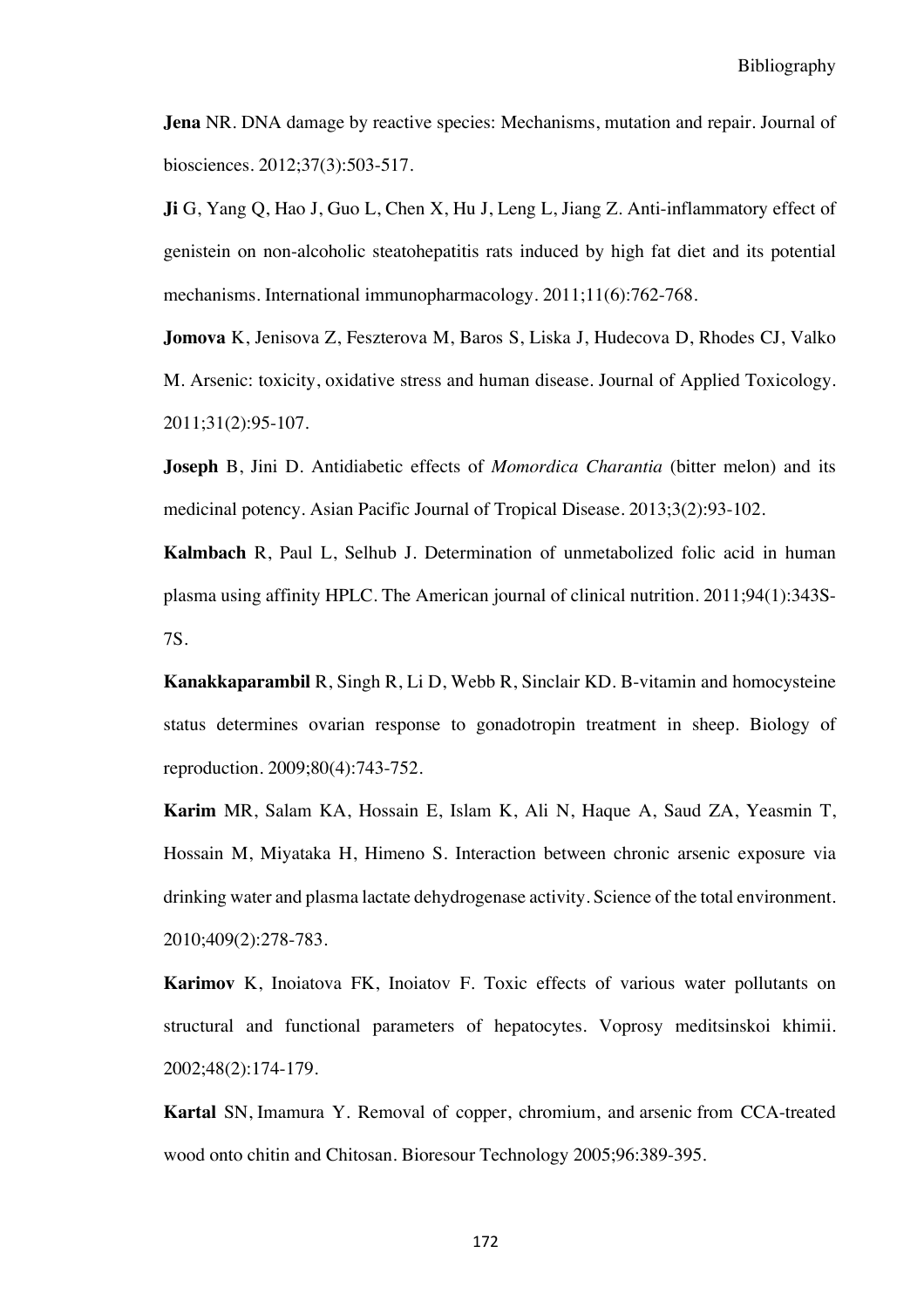**Jena** NR. DNA damage by reactive species: Mechanisms, mutation and repair. Journal of biosciences. 2012;37(3):503-517.

**Ji** G, Yang Q, Hao J, Guo L, Chen X, Hu J, Leng L, Jiang Z. Anti-inflammatory effect of genistein on non-alcoholic steatohepatitis rats induced by high fat diet and its potential mechanisms. International immunopharmacology. 2011;11(6):762-768.

**Jomova** K, Jenisova Z, Feszterova M, Baros S, Liska J, Hudecova D, Rhodes CJ, Valko M. Arsenic: toxicity, oxidative stress and human disease. Journal of Applied Toxicology. 2011;31(2):95-107.

**Joseph** B, Jini D. Antidiabetic effects of *Momordica Charantia* (bitter melon) and its medicinal potency. Asian Pacific Journal of Tropical Disease. 2013;3(2):93-102.

**Kalmbach** R, Paul L, Selhub J. Determination of unmetabolized folic acid in human plasma using affinity HPLC. The American journal of clinical nutrition. 2011;94(1):343S-7S.

**Kanakkaparambil** R, Singh R, Li D, Webb R, Sinclair KD. B-vitamin and homocysteine status determines ovarian response to gonadotropin treatment in sheep. Biology of reproduction. 2009;80(4):743-752.

**Karim** MR, Salam KA, Hossain E, Islam K, Ali N, Haque A, Saud ZA, Yeasmin T, Hossain M, Miyataka H, Himeno S. Interaction between chronic arsenic exposure via drinking water and plasma lactate dehydrogenase activity. Science of the total environment. 2010;409(2):278-783.

**Karimov** K, Inoiatova FK, Inoiatov F. Toxic effects of various water pollutants on structural and functional parameters of hepatocytes. Voprosy meditsinskoi khimii. 2002;48(2):174-179.

**Kartal** SN, Imamura Y. Removal of copper, chromium, and arsenic from CCA-treated wood onto chitin and Chitosan. Bioresour Technology 2005;96:389-395.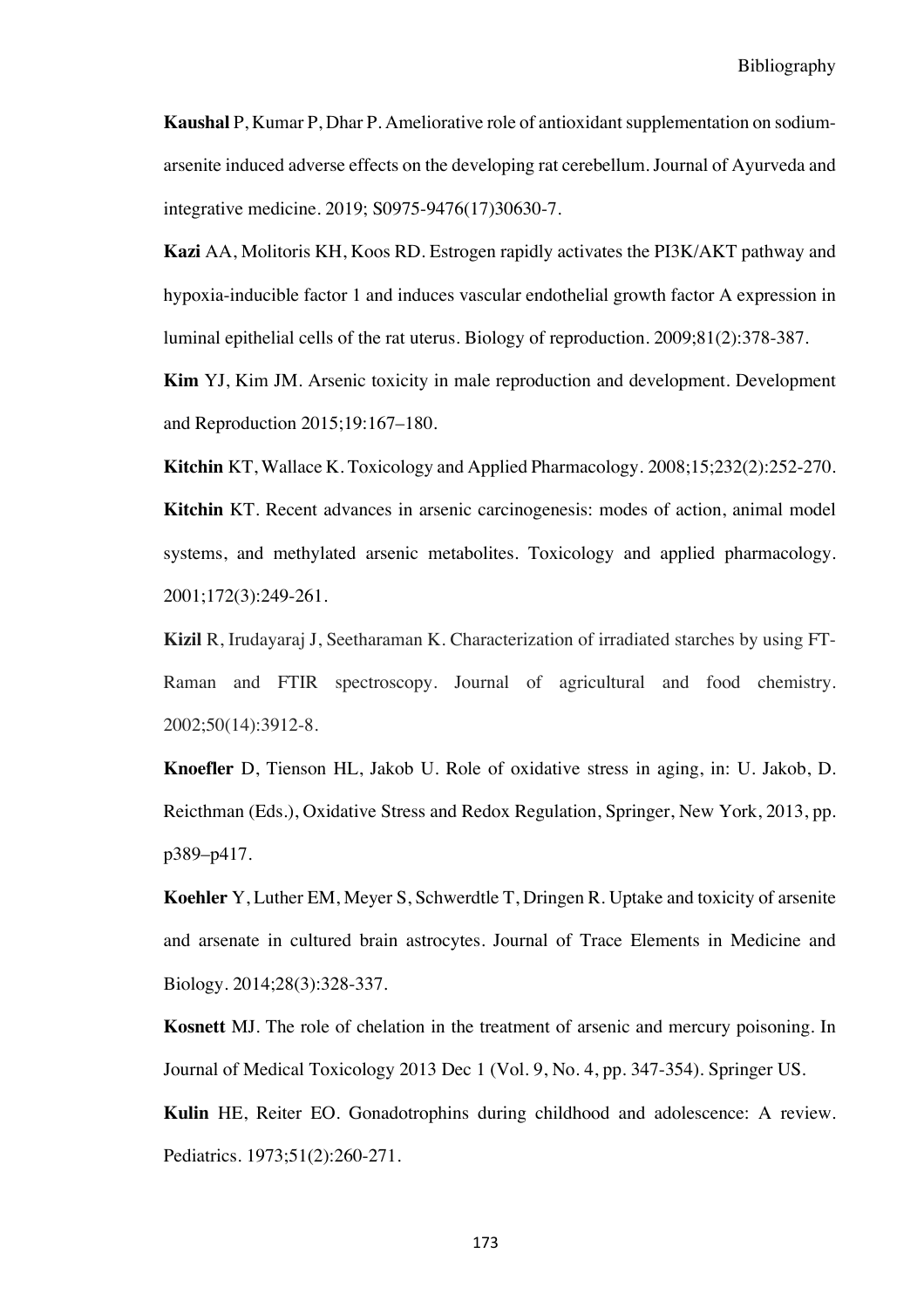**Kaushal** P, Kumar P, Dhar P. Ameliorative role of antioxidant supplementation on sodium-arsenite induced adverse effects on the developing rat cerebellum. Journal of Ayurveda and integrative medicine. 2019; S0975-9476(17)30630-7.

**Kazi** AA, Molitoris KH, Koos RD. Estrogen rapidly activates the PI3K/AKT pathway and hypoxia-inducible factor 1 and induces vascular endothelial growth factor A expression in luminal epithelial cells of the rat uterus. Biology of reproduction. 2009;81(2):378-387.

**Kim** YJ, Kim JM. Arsenic toxicity in male reproduction and development. Development and Reproduction 2015;19:167–180.

**Kitchin** KT, Wallace K. Toxicology and Applied Pharmacology. 2008;15;232(2):252-270.

**Kitchin** KT. Recent advances in arsenic carcinogenesis: modes of action, animal model systems, and methylated arsenic metabolites. Toxicology and applied pharmacology. 2001;172(3):249-261.

**Kizil** R, Irudayaraj J, Seetharaman K. Characterization of irradiated starches by using FT-Raman and FTIR spectroscopy. Journal of agricultural and food chemistry. 2002;50(14):3912-8.

**Knoefler** D, Tienson HL, Jakob U. Role of oxidative stress in aging, in: U. Jakob, D. Reicthman (Eds.), Oxidative Stress and Redox Regulation, Springer, New York, 2013, pp. p389–p417.

**Koehler** Y, Luther EM, Meyer S, Schwerdtle T, Dringen R. Uptake and toxicity of arsenite and arsenate in cultured brain astrocytes. Journal of Trace Elements in Medicine and Biology. 2014;28(3):328-337.

**Kosnett** MJ. The role of chelation in the treatment of arsenic and mercury poisoning. In Journal of Medical Toxicology 2013 Dec 1 (Vol. 9, No. 4, pp. 347-354). Springer US.

**Kulin** HE, Reiter EO. Gonadotrophins during childhood and adolescence: A review. Pediatrics. 1973;51(2):260-271.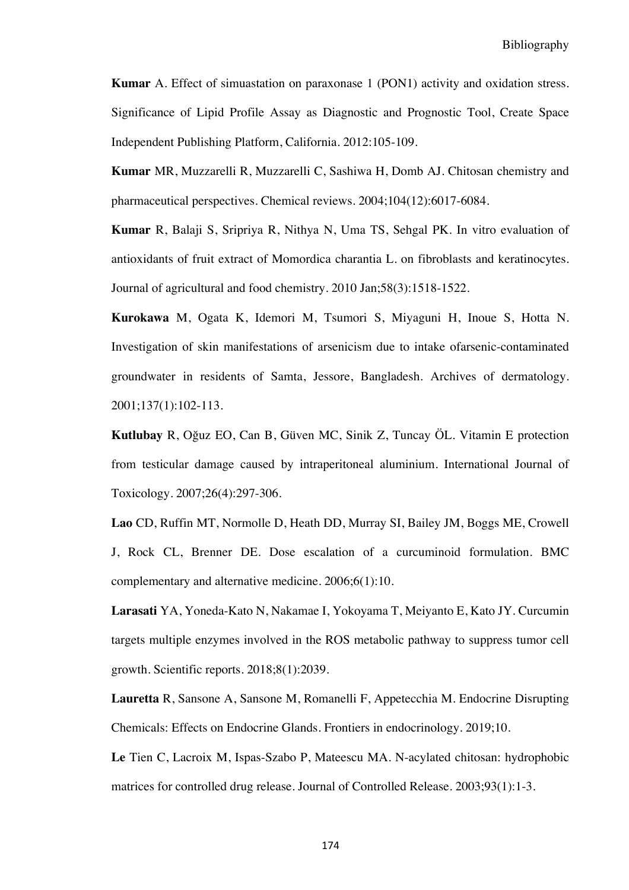**Kumar** A. Effect of simuastation on paraxonase 1 (PON1) activity and oxidation stress. Significance of Lipid Profile Assay as Diagnostic and Prognostic Tool, Create Space Independent Publishing Platform, California. 2012:105-109.

**Kumar** MR, Muzzarelli R, Muzzarelli C, Sashiwa H, Domb AJ. Chitosan chemistry and pharmaceutical perspectives. Chemical reviews. 2004;104(12):6017-6084.

**Kumar** R, Balaji S, Sripriya R, Nithya N, Uma TS, Sehgal PK. In vitro evaluation of antioxidants of fruit extract of Momordica charantia L. on fibroblasts and keratinocytes. Journal of agricultural and food chemistry. 2010 Jan;58(3):1518-1522.

**Kurokawa** M, Ogata K, Idemori M, Tsumori S, Miyaguni H, Inoue S, Hotta N. Investigation of skin manifestations of arsenicism due to intake ofarsenic-contaminated groundwater in residents of Samta, Jessore, Bangladesh. Archives of dermatology. 2001;137(1):102-113.

**Kutlubay** R, Oğuz EO, Can B, Güven MC, Sinik Z, Tuncay ÖL. Vitamin E protection from testicular damage caused by intraperitoneal aluminium. International Journal of Toxicology. 2007;26(4):297-306.

**Lao** CD, Ruffin MT, Normolle D, Heath DD, Murray SI, Bailey JM, Boggs ME, Crowell J, Rock CL, Brenner DE. Dose escalation of a curcuminoid formulation. BMC complementary and alternative medicine. 2006;6(1):10.

**Larasati** YA, Yoneda-Kato N, Nakamae I, Yokoyama T, Meiyanto E, Kato JY. Curcumin targets multiple enzymes involved in the ROS metabolic pathway to suppress tumor cell growth. Scientific reports. 2018;8(1):2039.

**Lauretta** R, Sansone A, Sansone M, Romanelli F, Appetecchia M. Endocrine Disrupting Chemicals: Effects on Endocrine Glands. Frontiers in endocrinology. 2019;10.

**Le** Tien C, Lacroix M, Ispas-Szabo P, Mateescu MA. N-acylated chitosan: hydrophobic matrices for controlled drug release. Journal of Controlled Release. 2003;93(1):1-3.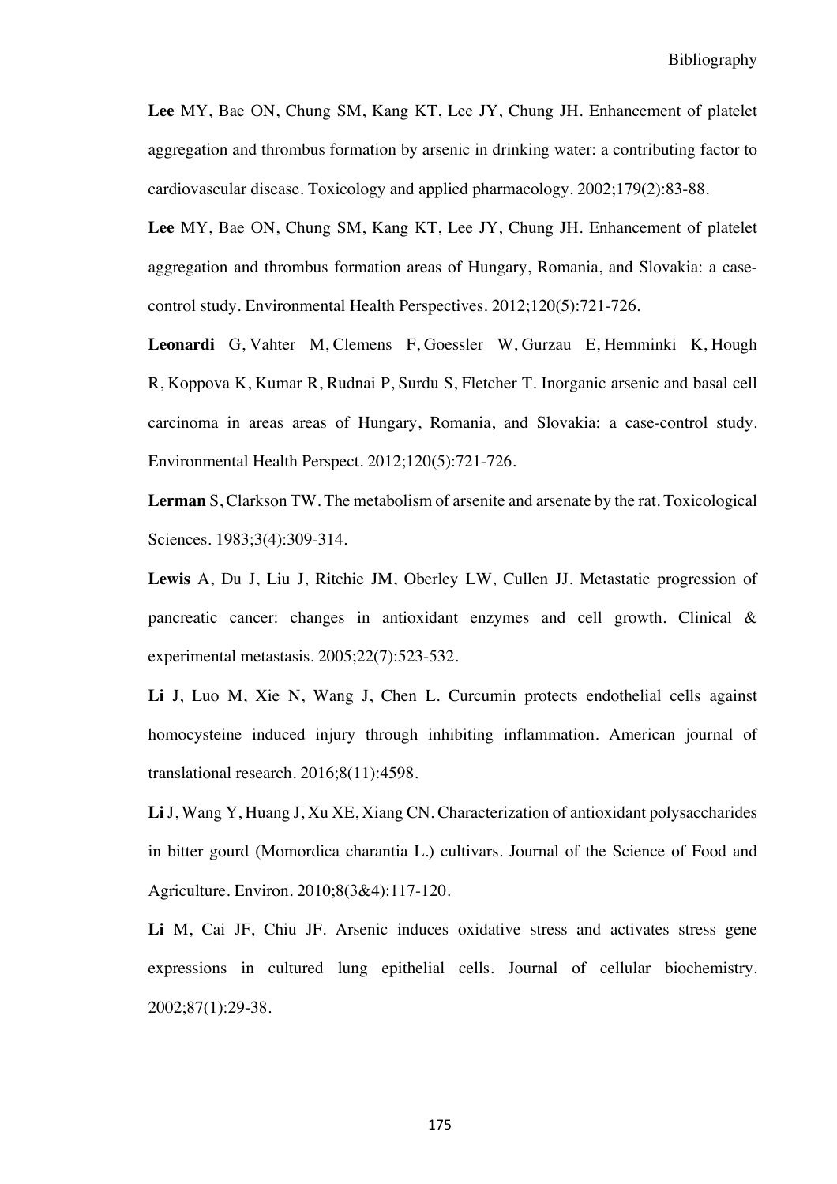**Lee** MY, Bae ON, Chung SM, Kang KT, Lee JY, Chung JH. Enhancement of platelet aggregation and thrombus formation by arsenic in drinking water: a contributing factor to cardiovascular disease. Toxicology and applied pharmacology. 2002;179(2):83-88.

**Lee** MY, Bae ON, Chung SM, Kang KT, Lee JY, Chung JH. Enhancement of platelet aggregation and thrombus formation areas of Hungary, Romania, and Slovakia: a case-control study. Environmental Health Perspectives. 2012;120(5):721-726.

**Leonardi** G, Vahter M, Clemens F, Goessler W, Gurzau E, Hemminki K, Hough R, Koppova K, Kumar R, Rudnai P, Surdu S, Fletcher T. Inorganic arsenic and basal cell carcinoma in areas areas of Hungary, Romania, and Slovakia: a case-control study. Environmental Health Perspect. 2012;120(5):721-726.

**Lerman** S, Clarkson TW. The metabolism of arsenite and arsenate by the rat. Toxicological Sciences. 1983;3(4):309-314.

**Lewis** A, Du J, Liu J, Ritchie JM, Oberley LW, Cullen JJ. Metastatic progression of pancreatic cancer: changes in antioxidant enzymes and cell growth. Clinical & experimental metastasis. 2005;22(7):523-532.

**Li** J, Luo M, Xie N, Wang J, Chen L. Curcumin protects endothelial cells against homocysteine induced injury through inhibiting inflammation. American journal of translational research. 2016;8(11):4598.

**Li** J, Wang Y, Huang J, Xu XE, Xiang CN. Characterization of antioxidant polysaccharides in bitter gourd (Momordica charantia L.) cultivars. Journal of the Science of Food and Agriculture. Environ. 2010;8(3&4):117-120.

**Li** M, Cai JF, Chiu JF. Arsenic induces oxidative stress and activates stress gene expressions in cultured lung epithelial cells. Journal of cellular biochemistry. 2002;87(1):29-38.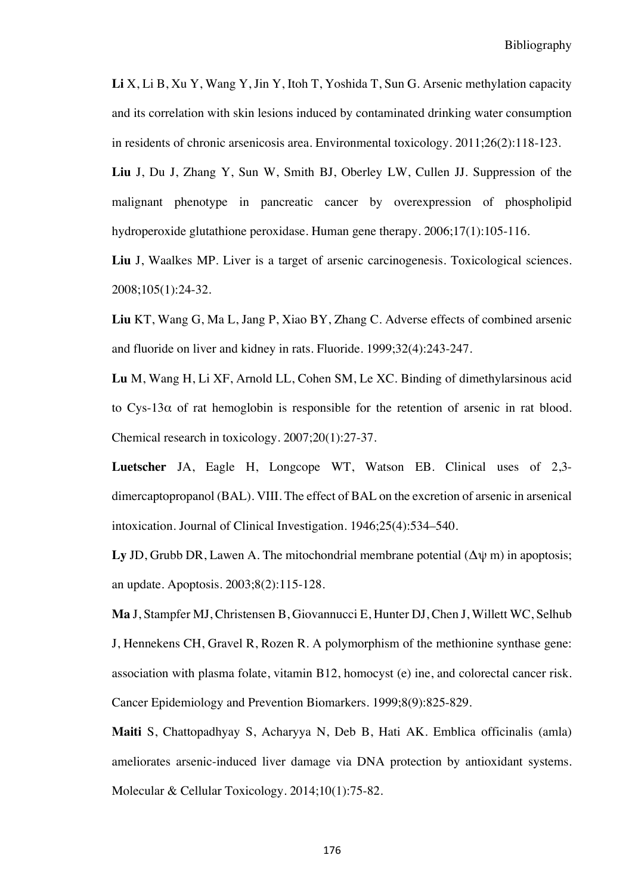**Li** X, Li B, Xu Y, Wang Y, Jin Y, Itoh T, Yoshida T, Sun G. Arsenic methylation capacity and its correlation with skin lesions induced by contaminated drinking water consumption in residents of chronic arsenicosis area. Environmental toxicology. 2011;26(2):118-123.

**Liu** J, Du J, Zhang Y, Sun W, Smith BJ, Oberley LW, Cullen JJ. Suppression of the malignant phenotype in pancreatic cancer by overexpression of phospholipid hydroperoxide glutathione peroxidase. Human gene therapy. 2006;17(1):105-116.

**Liu** J, Waalkes MP. Liver is a target of arsenic carcinogenesis. Toxicological sciences. 2008;105(1):24-32.

**Liu** KT, Wang G, Ma L, Jang P, Xiao BY, Zhang C. Adverse effects of combined arsenic and fluoride on liver and kidney in rats. Fluoride. 1999;32(4):243-247.

**Lu** M, Wang H, Li XF, Arnold LL, Cohen SM, Le XC. Binding of dimethylarsinous acid to Cys-13$\alpha$ of rat hemoglobin is responsible for the retention of arsenic in rat blood. Chemical research in toxicology. 2007;20(1):27-37.

**Luetscher** JA, Eagle H, Longcope WT, Watson EB. Clinical uses of 2,3-dimercaptopropanol (BAL). VIII. The effect of BAL on the excretion of arsenic in arsenical intoxication. Journal of Clinical Investigation. 1946;25(4):534–540.

**Ly** JD, Grubb DR, Lawen A. The mitochondrial membrane potential ($\Delta\psi$ m) in apoptosis; an update. Apoptosis. 2003;8(2):115-128.

**Ma** J, Stampfer MJ, Christensen B, Giovannucci E, Hunter DJ, Chen J, Willett WC, Selhub J, Hennekens CH, Gravel R, Rozen R. A polymorphism of the methionine synthase gene: association with plasma folate, vitamin B12, homocyst (e) ine, and colorectal cancer risk. Cancer Epidemiology and Prevention Biomarkers. 1999;8(9):825-829.

**Maiti** S, Chattopadhyay S, Acharyya N, Deb B, Hati AK. Emblica officinalis (amla) ameliorates arsenic-induced liver damage via DNA protection by antioxidant systems. Molecular & Cellular Toxicology. 2014;10(1):75-82.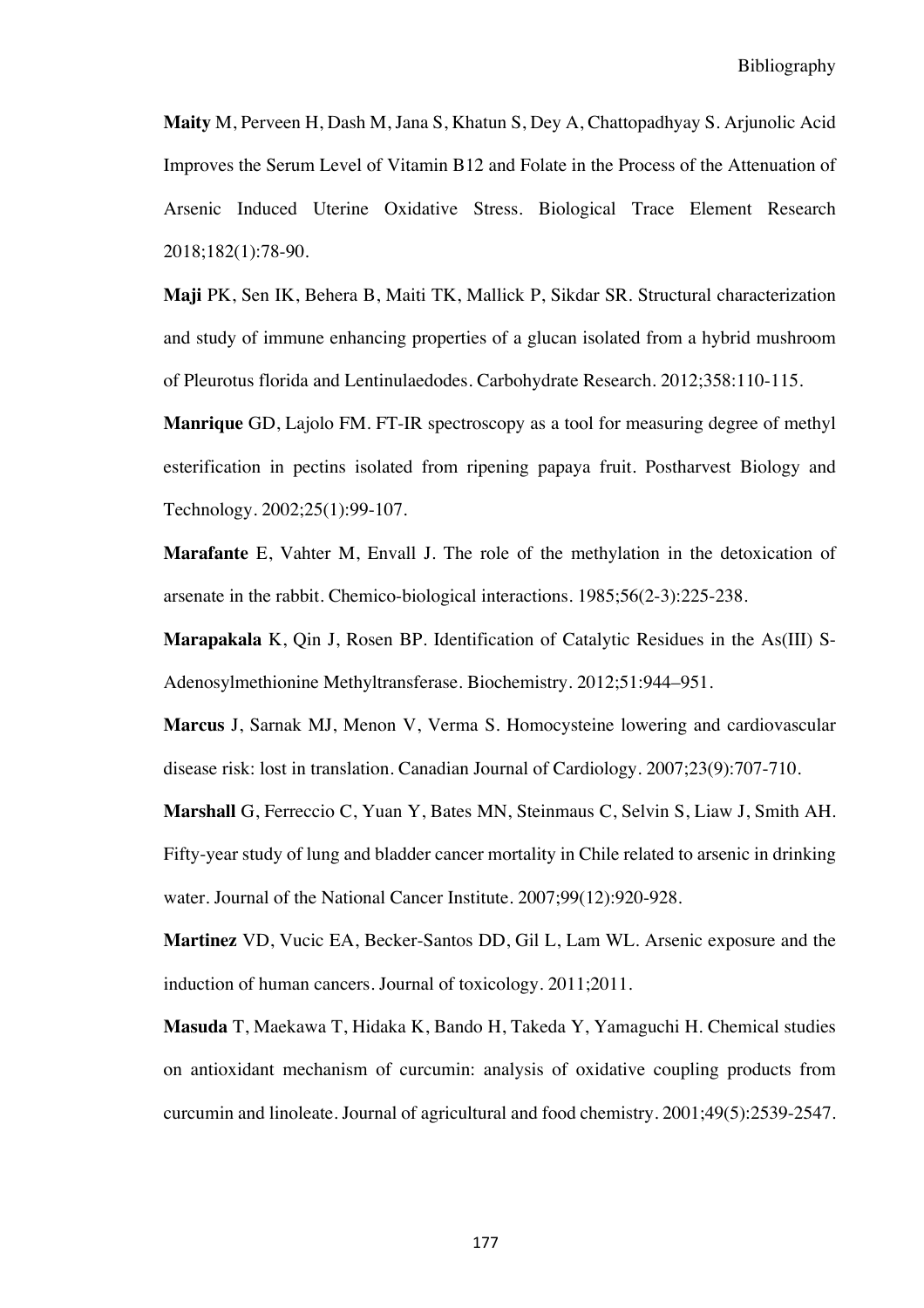**Maity** M, Perveen H, Dash M, Jana S, Khatun S, Dey A, Chattopadhyay S. Arjunolic Acid Improves the Serum Level of Vitamin B12 and Folate in the Process of the Attenuation of Arsenic Induced Uterine Oxidative Stress. Biological Trace Element Research 2018;182(1):78-90.

**Maji** PK, Sen IK, Behera B, Maiti TK, Mallick P, Sikdar SR. Structural characterization and study of immune enhancing properties of a glucan isolated from a hybrid mushroom of Pleurotus florida and Lentinulaedodes. Carbohydrate Research. 2012;358:110-115.

**Manrique** GD, Lajolo FM. FT-IR spectroscopy as a tool for measuring degree of methyl esterification in pectins isolated from ripening papaya fruit. Postharvest Biology and Technology. 2002;25(1):99-107.

**Marafante** E, Vahter M, Envall J. The role of the methylation in the detoxication of arsenate in the rabbit. Chemico-biological interactions. 1985;56(2-3):225-238.

**Marapakala** K, Qin J, Rosen BP. Identification of Catalytic Residues in the As(III) S-Adenosylmethionine Methyltransferase. Biochemistry. 2012;51:944–951.

**Marcus** J, Sarnak MJ, Menon V, Verma S. Homocysteine lowering and cardiovascular disease risk: lost in translation. Canadian Journal of Cardiology. 2007;23(9):707-710.

**Marshall** G, Ferreccio C, Yuan Y, Bates MN, Steinmaus C, Selvin S, Liaw J, Smith AH. Fifty-year study of lung and bladder cancer mortality in Chile related to arsenic in drinking water. Journal of the National Cancer Institute. 2007;99(12):920-928.

**Martinez** VD, Vucic EA, Becker-Santos DD, Gil L, Lam WL. Arsenic exposure and the induction of human cancers. Journal of toxicology. 2011;2011.

**Masuda** T, Maekawa T, Hidaka K, Bando H, Takeda Y, Yamaguchi H. Chemical studies on antioxidant mechanism of curcumin: analysis of oxidative coupling products from curcumin and linoleate. Journal of agricultural and food chemistry. 2001;49(5):2539-2547.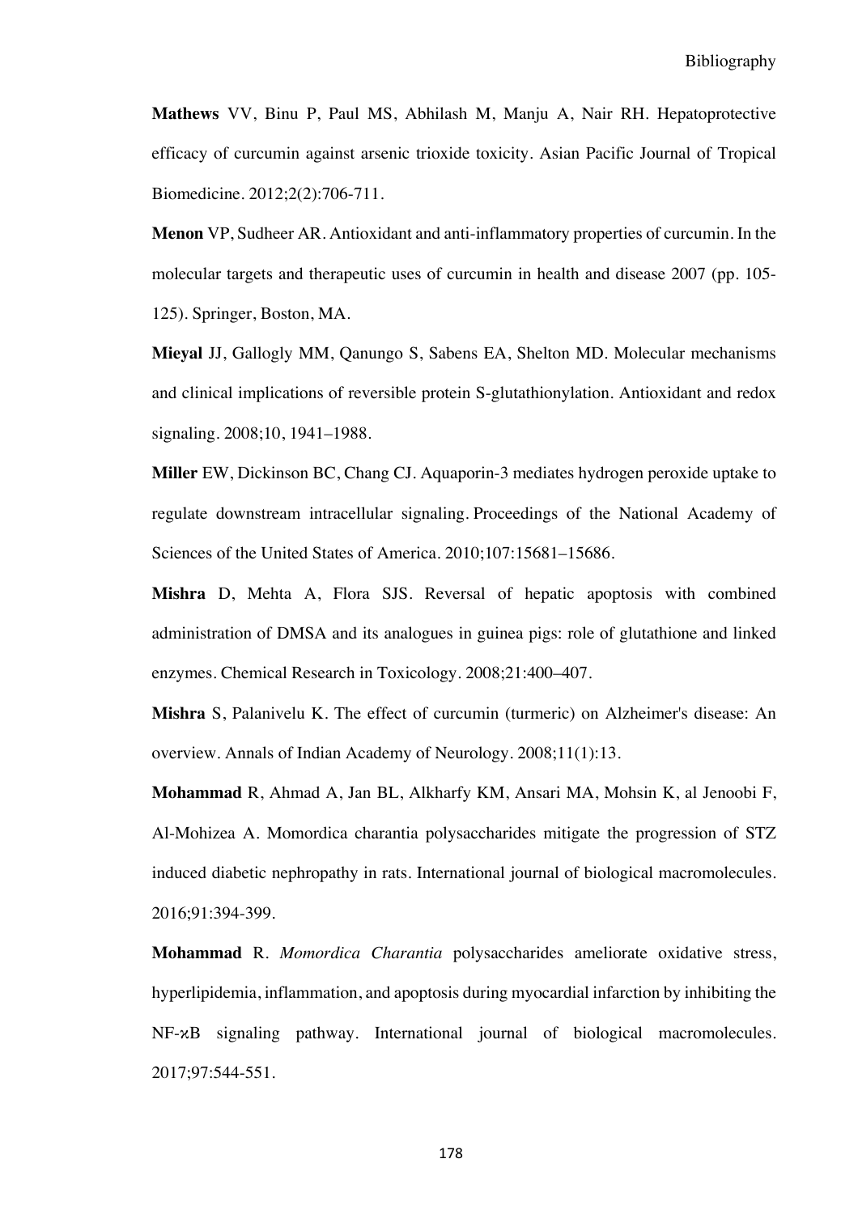**Mathews** VV, Binu P, Paul MS, Abhilash M, Manju A, Nair RH. Hepatoprotective efficacy of curcumin against arsenic trioxide toxicity. Asian Pacific Journal of Tropical Biomedicine. 2012;2(2):706-711.

**Menon** VP, Sudheer AR. Antioxidant and anti-inflammatory properties of curcumin. In the molecular targets and therapeutic uses of curcumin in health and disease 2007 (pp. 105-125). Springer, Boston, MA.

**Mieyal** JJ, Gallogly MM, Qanungo S, Sabens EA, Shelton MD. Molecular mechanisms and clinical implications of reversible protein S-glutathionylation. Antioxidant and redox signaling. 2008;10, 1941–1988.

**Miller** EW, Dickinson BC, Chang CJ. Aquaporin-3 mediates hydrogen peroxide uptake to regulate downstream intracellular signaling. Proceedings of the National Academy of Sciences of the United States of America. 2010;107:15681–15686.

**Mishra** D, Mehta A, Flora SJS. Reversal of hepatic apoptosis with combined administration of DMSA and its analogues in guinea pigs: role of glutathione and linked enzymes. Chemical Research in Toxicology. 2008;21:400–407.

**Mishra** S, Palanivelu K. The effect of curcumin (turmeric) on Alzheimer's disease: An overview. Annals of Indian Academy of Neurology. 2008;11(1):13.

**Mohammad** R, Ahmad A, Jan BL, Alkharfy KM, Ansari MA, Mohsin K, al Jenoobi F, Al-Mohizea A. Momordica charantia polysaccharides mitigate the progression of STZ induced diabetic nephropathy in rats. International journal of biological macromolecules. 2016;91:394-399.

**Mohammad** R. *Momordica Charantia* polysaccharides ameliorate oxidative stress, hyperlipidemia, inflammation, and apoptosis during myocardial infarction by inhibiting the NF-κB signaling pathway. International journal of biological macromolecules. 2017;97:544-551.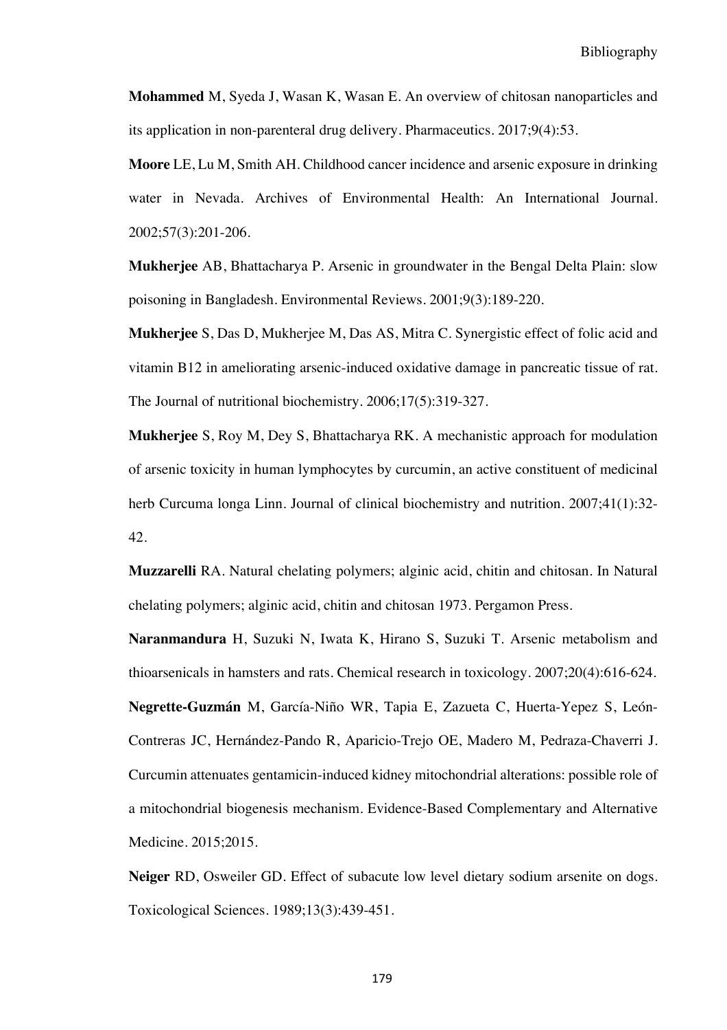**Mohammed** M, Syeda J, Wasan K, Wasan E. An overview of chitosan nanoparticles and its application in non-parenteral drug delivery. Pharmaceutics. 2017;9(4):53.

**Moore** LE, Lu M, Smith AH. Childhood cancer incidence and arsenic exposure in drinking water in Nevada. Archives of Environmental Health: An International Journal. 2002;57(3):201-206.

**Mukherjee** AB, Bhattacharya P. Arsenic in groundwater in the Bengal Delta Plain: slow poisoning in Bangladesh. Environmental Reviews. 2001;9(3):189-220.

**Mukherjee** S, Das D, Mukherjee M, Das AS, Mitra C. Synergistic effect of folic acid and vitamin B12 in ameliorating arsenic-induced oxidative damage in pancreatic tissue of rat. The Journal of nutritional biochemistry. 2006;17(5):319-327.

**Mukherjee** S, Roy M, Dey S, Bhattacharya RK. A mechanistic approach for modulation of arsenic toxicity in human lymphocytes by curcumin, an active constituent of medicinal herb Curcuma longa Linn. Journal of clinical biochemistry and nutrition. 2007;41(1):32-42.

**Muzzarelli** RA. Natural chelating polymers; alginic acid, chitin and chitosan. In Natural chelating polymers; alginic acid, chitin and chitosan 1973. Pergamon Press.

**Naranmandura** H, Suzuki N, Iwata K, Hirano S, Suzuki T. Arsenic metabolism and thioarsenicals in hamsters and rats. Chemical research in toxicology. 2007;20(4):616-624.

**Negrette-Guzmán** M, García-Niño WR, Tapia E, Zazueta C, Huerta-Yepez S, León-Contreras JC, Hernández-Pando R, Aparicio-Trejo OE, Madero M, Pedraza-Chaverri J. Curcumin attenuates gentamicin-induced kidney mitochondrial alterations: possible role of a mitochondrial biogenesis mechanism. Evidence-Based Complementary and Alternative Medicine. 2015;2015.

**Neiger** RD, Osweiler GD. Effect of subacute low level dietary sodium arsenite on dogs. Toxicological Sciences. 1989;13(3):439-451.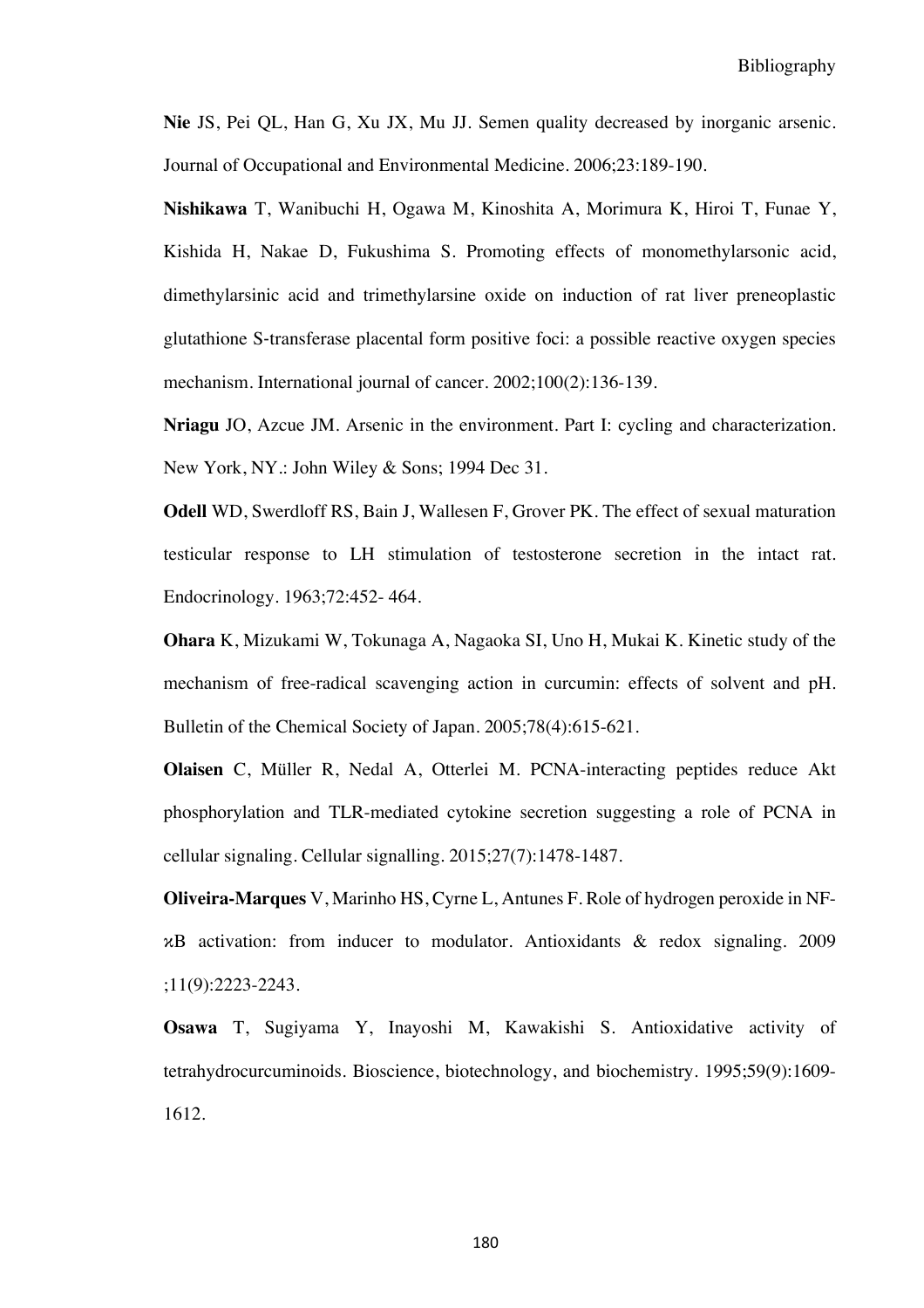**Nie** JS, Pei QL, Han G, Xu JX, Mu JJ. Semen quality decreased by inorganic arsenic. Journal of Occupational and Environmental Medicine. 2006;23:189-190.

**Nishikawa** T, Wanibuchi H, Ogawa M, Kinoshita A, Morimura K, Hiroi T, Funae Y, Kishida H, Nakae D, Fukushima S. Promoting effects of monomethylarsonic acid, dimethylarsinic acid and trimethylarsine oxide on induction of rat liver preneoplastic glutathione S-transferase placental form positive foci: a possible reactive oxygen species mechanism. International journal of cancer. 2002;100(2):136-139.

**Nriagu** JO, Azcue JM. Arsenic in the environment. Part I: cycling and characterization. New York, NY.: John Wiley & Sons; 1994 Dec 31.

**Odell** WD, Swerdloff RS, Bain J, Wallesen F, Grover PK. The effect of sexual maturation testicular response to LH stimulation of testosterone secretion in the intact rat. Endocrinology. 1963;72:452- 464.

**Ohara** K, Mizukami W, Tokunaga A, Nagaoka SI, Uno H, Mukai K. Kinetic study of the mechanism of free-radical scavenging action in curcumin: effects of solvent and pH. Bulletin of the Chemical Society of Japan. 2005;78(4):615-621.

**Olaisen** C, Müller R, Nedal A, Otterlei M. PCNA-interacting peptides reduce Akt phosphorylation and TLR-mediated cytokine secretion suggesting a role of PCNA in cellular signaling. Cellular signalling. 2015;27(7):1478-1487.

**Oliveira-Marques** V, Marinho HS, Cyrne L, Antunes F. Role of hydrogen peroxide in NF-ϰB activation: from inducer to modulator. Antioxidants & redox signaling. 2009 ;11(9):2223-2243.

**Osawa** T, Sugiyama Y, Inayoshi M, Kawakishi S. Antioxidative activity of tetrahydrocurcuminoids. Bioscience, biotechnology, and biochemistry. 1995;59(9):1609-1612.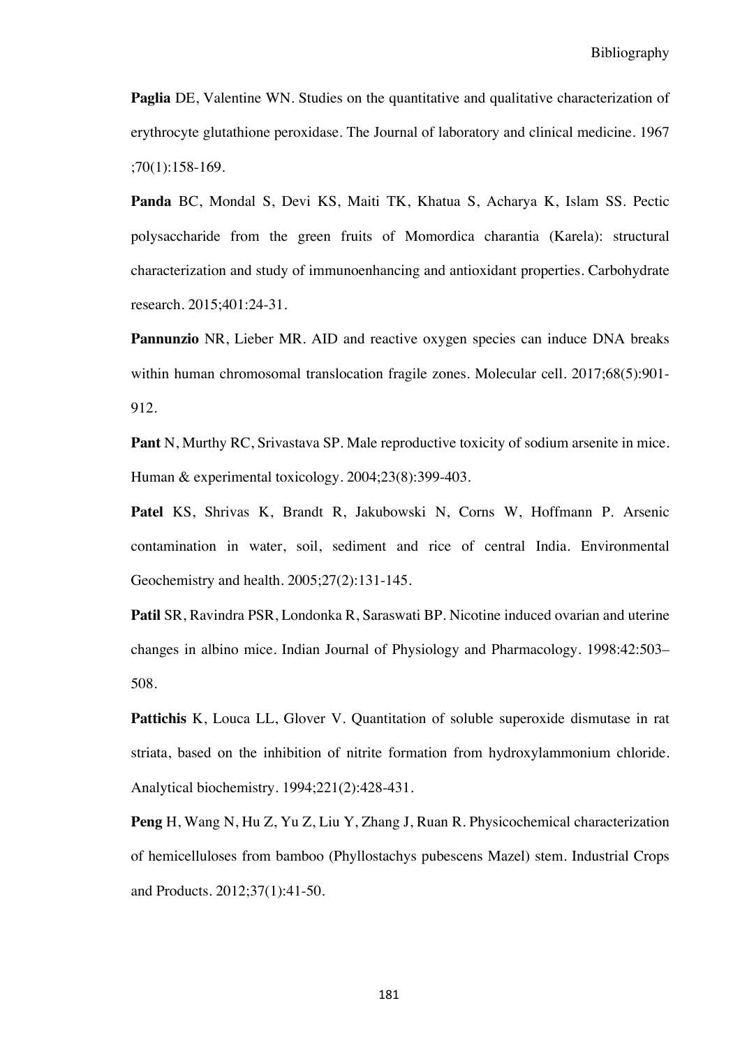**Paglia** DE, Valentine WN. Studies on the quantitative and qualitative characterization of erythrocyte glutathione peroxidase. The Journal of laboratory and clinical medicine. 1967 ;70(1):158-169.

**Panda** BC, Mondal S, Devi KS, Maiti TK, Khatua S, Acharya K, Islam SS. Pectic polysaccharide from the green fruits of Momordica charantia (Karela): structural characterization and study of immunoenhancing and antioxidant properties. Carbohydrate research. 2015;401:24-31.

**Pannunzio** NR, Lieber MR. AID and reactive oxygen species can induce DNA breaks within human chromosomal translocation fragile zones. Molecular cell. 2017;68(5):901-912.

**Pant** N, Murthy RC, Srivastava SP. Male reproductive toxicity of sodium arsenite in mice. Human & experimental toxicology. 2004;23(8):399-403.

**Patel** KS, Shrivas K, Brandt R, Jakubowski N, Corns W, Hoffmann P. Arsenic contamination in water, soil, sediment and rice of central India. Environmental Geochemistry and health. 2005;27(2):131-145.

**Patil** SR, Ravindra PSR, Londonka R, Saraswati BP. Nicotine induced ovarian and uterine changes in albino mice. Indian Journal of Physiology and Pharmacology. 1998:42:503–508.

**Pattichis** K, Louca LL, Glover V. Quantitation of soluble superoxide dismutase in rat striata, based on the inhibition of nitrite formation from hydroxylammonium chloride. Analytical biochemistry. 1994;221(2):428-431.

**Peng** H, Wang N, Hu Z, Yu Z, Liu Y, Zhang J, Ruan R. Physicochemical characterization of hemicelluloses from bamboo (Phyllostachys pubescens Mazel) stem. Industrial Crops and Products. 2012;37(1):41-50.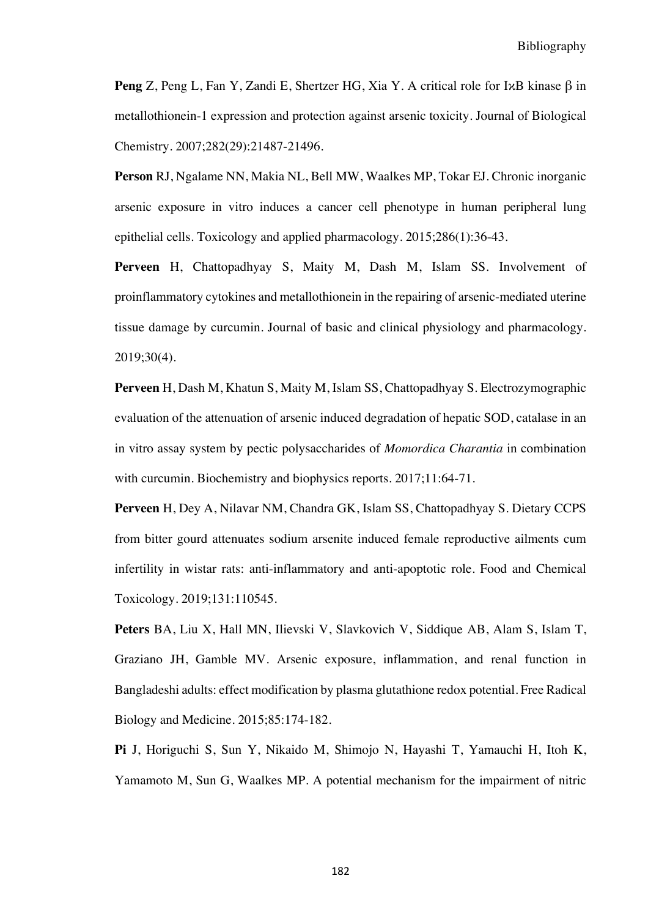**Peng** Z, Peng L, Fan Y, Zandi E, Shertzer HG, Xia Y. A critical role for IκB kinase β in metallothionein-1 expression and protection against arsenic toxicity. Journal of Biological Chemistry. 2007;282(29):21487-21496.

**Person** RJ, Ngalame NN, Makia NL, Bell MW, Waalkes MP, Tokar EJ. Chronic inorganic arsenic exposure in vitro induces a cancer cell phenotype in human peripheral lung epithelial cells. Toxicology and applied pharmacology. 2015;286(1):36-43.

**Perveen** H, Chattopadhyay S, Maity M, Dash M, Islam SS. Involvement of proinflammatory cytokines and metallothionein in the repairing of arsenic-mediated uterine tissue damage by curcumin. Journal of basic and clinical physiology and pharmacology. 2019;30(4).

**Perveen** H, Dash M, Khatun S, Maity M, Islam SS, Chattopadhyay S. Electrozymographic evaluation of the attenuation of arsenic induced degradation of hepatic SOD, catalase in an in vitro assay system by pectic polysaccharides of *Momordica Charantia* in combination with curcumin. Biochemistry and biophysics reports. 2017;11:64-71.

**Perveen** H, Dey A, Nilavar NM, Chandra GK, Islam SS, Chattopadhyay S. Dietary CCPS from bitter gourd attenuates sodium arsenite induced female reproductive ailments cum infertility in wistar rats: anti-inflammatory and anti-apoptotic role. Food and Chemical Toxicology. 2019;131:110545.

**Peters** BA, Liu X, Hall MN, Ilievski V, Slavkovich V, Siddique AB, Alam S, Islam T, Graziano JH, Gamble MV. Arsenic exposure, inflammation, and renal function in Bangladeshi adults: effect modification by plasma glutathione redox potential. Free Radical Biology and Medicine. 2015;85:174-182.

**Pi** J, Horiguchi S, Sun Y, Nikaido M, Shimojo N, Hayashi T, Yamauchi H, Itoh K, Yamamoto M, Sun G, Waalkes MP. A potential mechanism for the impairment of nitric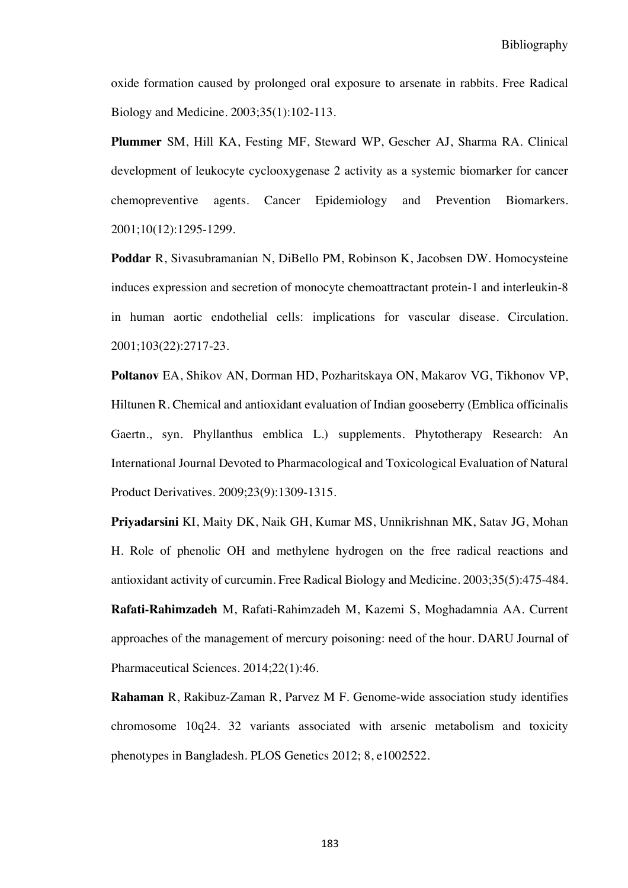oxide formation caused by prolonged oral exposure to arsenate in rabbits. Free Radical Biology and Medicine. 2003;35(1):102-113.

**Plummer** SM, Hill KA, Festing MF, Steward WP, Gescher AJ, Sharma RA. Clinical development of leukocyte cyclooxygenase 2 activity as a systemic biomarker for cancer chemopreventive agents. Cancer Epidemiology and Prevention Biomarkers. 2001;10(12):1295-1299.

**Poddar** R, Sivasubramanian N, DiBello PM, Robinson K, Jacobsen DW. Homocysteine induces expression and secretion of monocyte chemoattractant protein-1 and interleukin-8 in human aortic endothelial cells: implications for vascular disease. Circulation. 2001;103(22):2717-23.

**Poltanov** EA, Shikov AN, Dorman HD, Pozharitskaya ON, Makarov VG, Tikhonov VP, Hiltunen R. Chemical and antioxidant evaluation of Indian gooseberry (Emblica officinalis Gaertn., syn. Phyllanthus emblica L.) supplements. Phytotherapy Research: An International Journal Devoted to Pharmacological and Toxicological Evaluation of Natural Product Derivatives. 2009;23(9):1309-1315.

**Priyadarsini** KI, Maity DK, Naik GH, Kumar MS, Unnikrishnan MK, Satav JG, Mohan H. Role of phenolic OH and methylene hydrogen on the free radical reactions and antioxidant activity of curcumin. Free Radical Biology and Medicine. 2003;35(5):475-484.

**Rafati-Rahimzadeh** M, Rafati-Rahimzadeh M, Kazemi S, Moghadamnia AA. Current approaches of the management of mercury poisoning: need of the hour. DARU Journal of Pharmaceutical Sciences. 2014;22(1):46.

**Rahaman** R, Rakibuz-Zaman R, Parvez M F. Genome-wide association study identifies chromosome 10q24. 32 variants associated with arsenic metabolism and toxicity phenotypes in Bangladesh. PLOS Genetics 2012; 8, e1002522.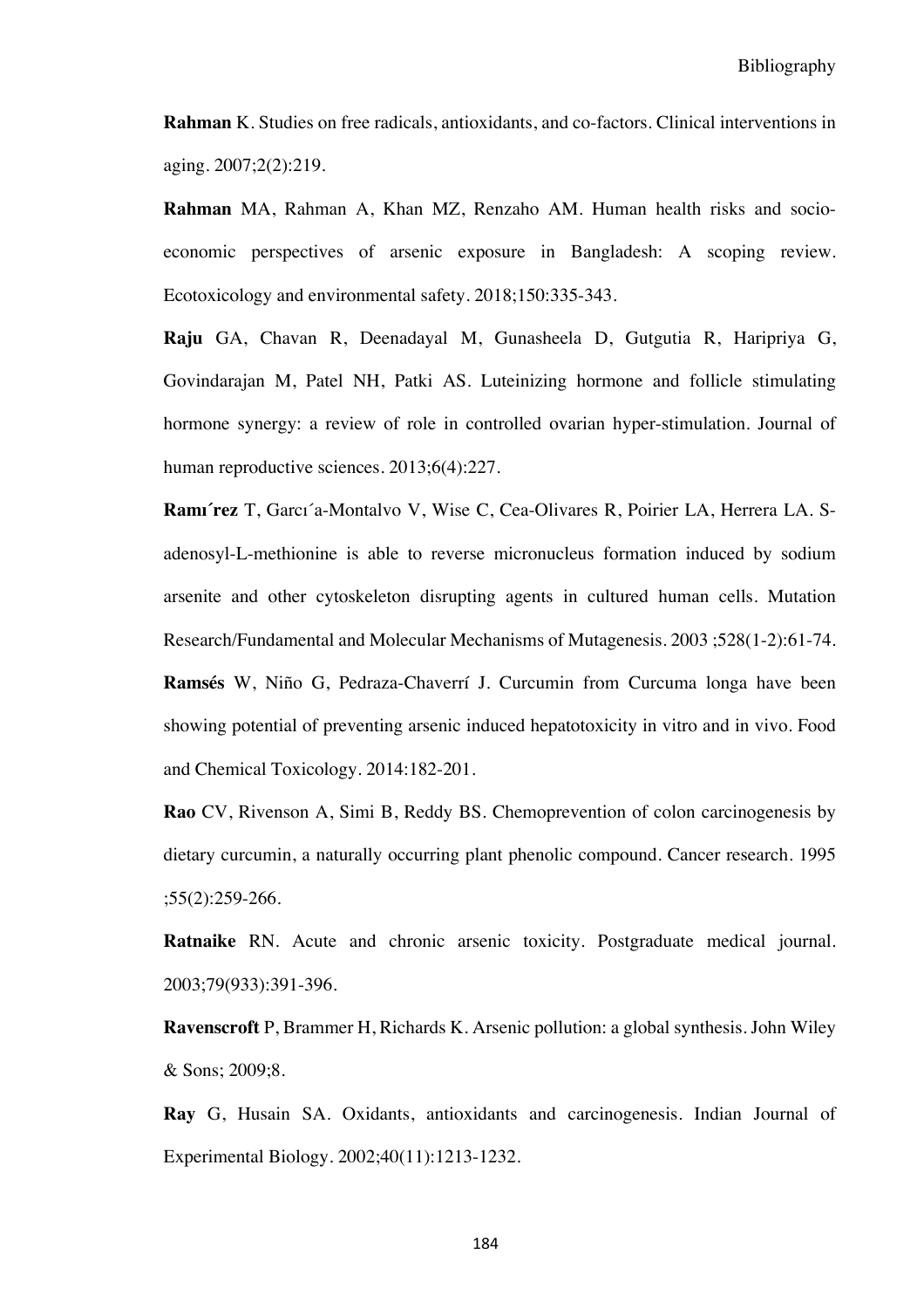**Rahman** K. Studies on free radicals, antioxidants, and co-factors. Clinical interventions in aging. 2007;2(2):219.

**Rahman** MA, Rahman A, Khan MZ, Renzaho AM. Human health risks and socio-economic perspectives of arsenic exposure in Bangladesh: A scoping review. Ecotoxicology and environmental safety. 2018;150:335-343.

**Raju** GA, Chavan R, Deenadayal M, Gunasheela D, Gutgutia R, Haripriya G, Govindarajan M, Patel NH, Patki AS. Luteinizing hormone and follicle stimulating hormone synergy: a review of role in controlled ovarian hyper-stimulation. Journal of human reproductive sciences. 2013;6(4):227.

**Ramı´rez** T, Garcı´a-Montalvo V, Wise C, Cea-Olivares R, Poirier LA, Herrera LA. S-adenosyl-L-methionine is able to reverse micronucleus formation induced by sodium arsenite and other cytoskeleton disrupting agents in cultured human cells. Mutation Research/Fundamental and Molecular Mechanisms of Mutagenesis. 2003 ;528(1-2):61-74.

**Ramsés** W, Niño G, Pedraza-Chaverrí J. Curcumin from Curcuma longa have been showing potential of preventing arsenic induced hepatotoxicity in vitro and in vivo. Food and Chemical Toxicology. 2014:182-201.

**Rao** CV, Rivenson A, Simi B, Reddy BS. Chemoprevention of colon carcinogenesis by dietary curcumin, a naturally occurring plant phenolic compound. Cancer research. 1995 ;55(2):259-266.

**Ratnaike** RN. Acute and chronic arsenic toxicity. Postgraduate medical journal. 2003;79(933):391-396.

**Ravenscroft** P, Brammer H, Richards K. Arsenic pollution: a global synthesis. John Wiley & Sons; 2009;8.

**Ray** G, Husain SA. Oxidants, antioxidants and carcinogenesis. Indian Journal of Experimental Biology. 2002;40(11):1213-1232.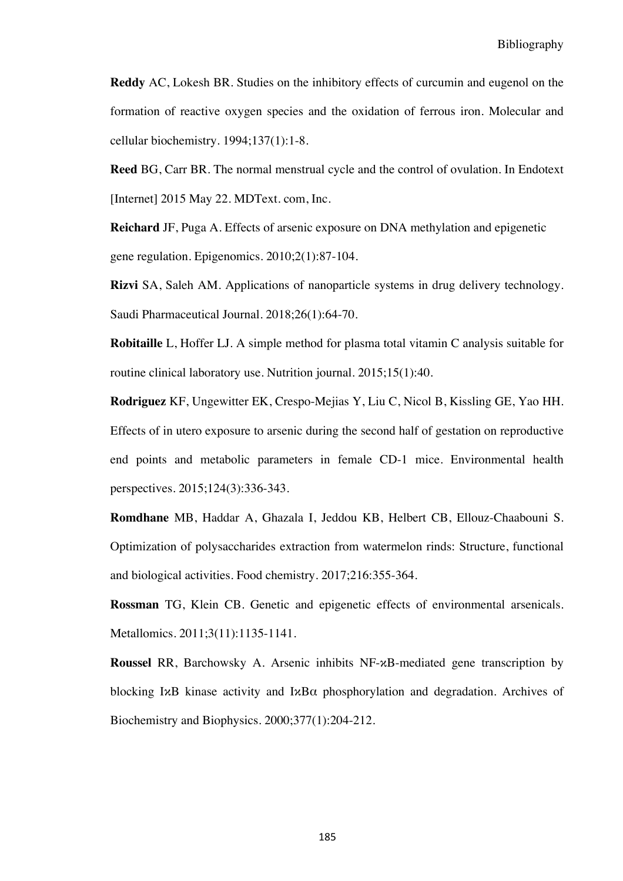**Reddy** AC, Lokesh BR. Studies on the inhibitory effects of curcumin and eugenol on the formation of reactive oxygen species and the oxidation of ferrous iron. Molecular and cellular biochemistry. 1994;137(1):1-8.

**Reed** BG, Carr BR. The normal menstrual cycle and the control of ovulation. In Endotext [Internet] 2015 May 22. MDText. com, Inc.

**Reichard** JF, Puga A. Effects of arsenic exposure on DNA methylation and epigenetic gene regulation. Epigenomics. 2010;2(1):87-104.

**Rizvi** SA, Saleh AM. Applications of nanoparticle systems in drug delivery technology. Saudi Pharmaceutical Journal. 2018;26(1):64-70.

**Robitaille** L, Hoffer LJ. A simple method for plasma total vitamin C analysis suitable for routine clinical laboratory use. Nutrition journal. 2015;15(1):40.

**Rodriguez** KF, Ungewitter EK, Crespo-Mejias Y, Liu C, Nicol B, Kissling GE, Yao HH. Effects of in utero exposure to arsenic during the second half of gestation on reproductive end points and metabolic parameters in female CD-1 mice. Environmental health perspectives. 2015;124(3):336-343.

**Romdhane** MB, Haddar A, Ghazala I, Jeddou KB, Helbert CB, Ellouz-Chaabouni S. Optimization of polysaccharides extraction from watermelon rinds: Structure, functional and biological activities. Food chemistry. 2017;216:355-364.

**Rossman** TG, Klein CB. Genetic and epigenetic effects of environmental arsenicals. Metallomics. 2011;3(11):1135-1141.

**Roussel** RR, Barchowsky A. Arsenic inhibits NF-κB-mediated gene transcription by blocking IκB kinase activity and IκBα phosphorylation and degradation. Archives of Biochemistry and Biophysics. 2000;377(1):204-212.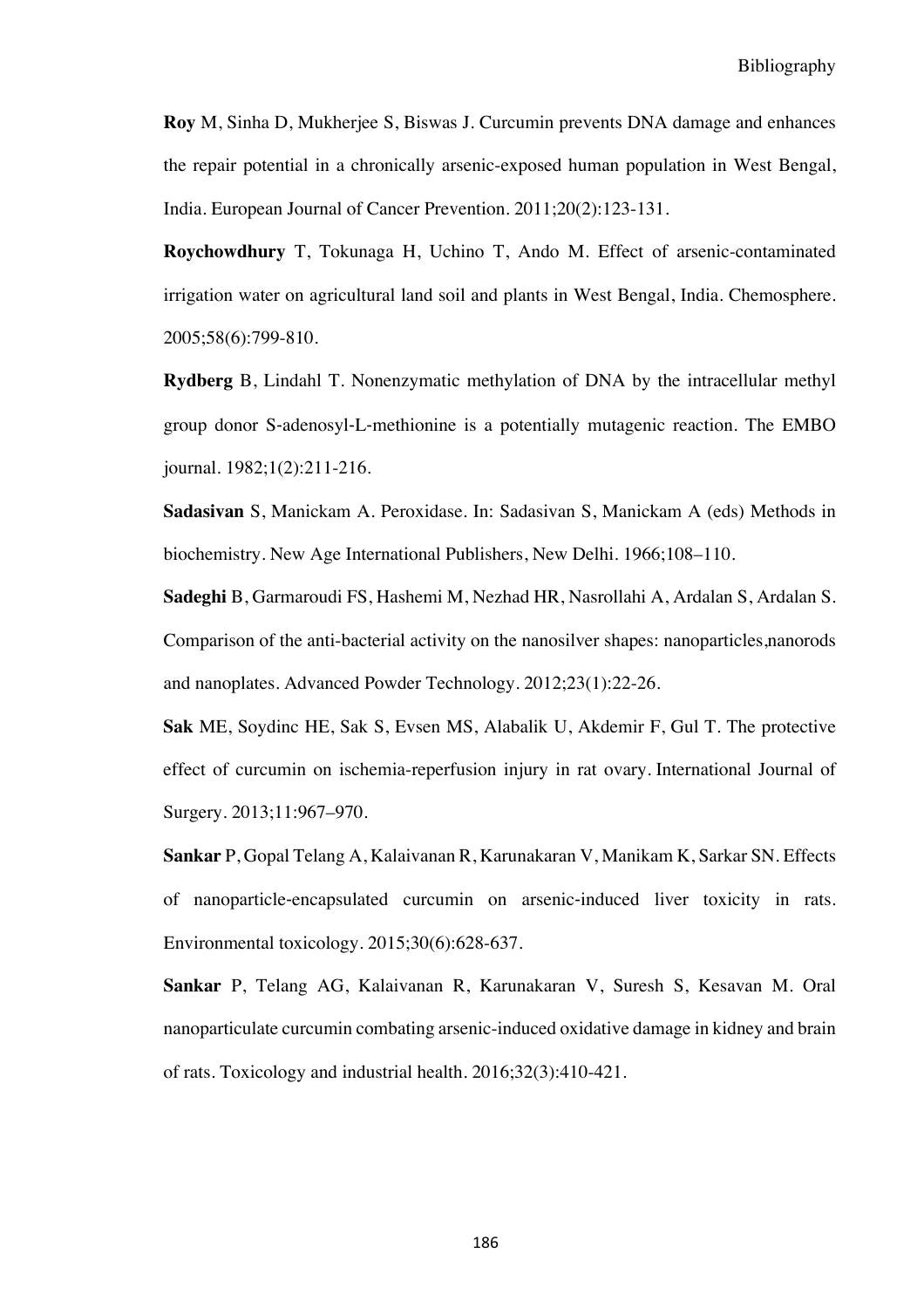**Roy** M, Sinha D, Mukherjee S, Biswas J. Curcumin prevents DNA damage and enhances the repair potential in a chronically arsenic-exposed human population in West Bengal, India. European Journal of Cancer Prevention. 2011;20(2):123-131.

**Roychowdhury** T, Tokunaga H, Uchino T, Ando M. Effect of arsenic-contaminated irrigation water on agricultural land soil and plants in West Bengal, India. Chemosphere. 2005;58(6):799-810.

**Rydberg** B, Lindahl T. Nonenzymatic methylation of DNA by the intracellular methyl group donor S-adenosyl-L-methionine is a potentially mutagenic reaction. The EMBO journal. 1982;1(2):211-216.

**Sadasivan** S, Manickam A. Peroxidase. In: Sadasivan S, Manickam A (eds) Methods in biochemistry. New Age International Publishers, New Delhi. 1966;108–110.

**Sadeghi** B, Garmaroudi FS, Hashemi M, Nezhad HR, Nasrollahi A, Ardalan S, Ardalan S. Comparison of the anti-bacterial activity on the nanosilver shapes: nanoparticles,nanorods and nanoplates. Advanced Powder Technology. 2012;23(1):22-26.

**Sak** ME, Soydinc HE, Sak S, Evsen MS, Alabalik U, Akdemir F, Gul T. The protective effect of curcumin on ischemia-reperfusion injury in rat ovary. International Journal of Surgery. 2013;11:967–970.

**Sankar** P, Gopal Telang A, Kalaivanan R, Karunakaran V, Manikam K, Sarkar SN. Effects of nanoparticle-encapsulated curcumin on arsenic-induced liver toxicity in rats. Environmental toxicology. 2015;30(6):628-637.

**Sankar** P, Telang AG, Kalaivanan R, Karunakaran V, Suresh S, Kesavan M. Oral nanoparticulate curcumin combating arsenic-induced oxidative damage in kidney and brain of rats. Toxicology and industrial health. 2016;32(3):410-421.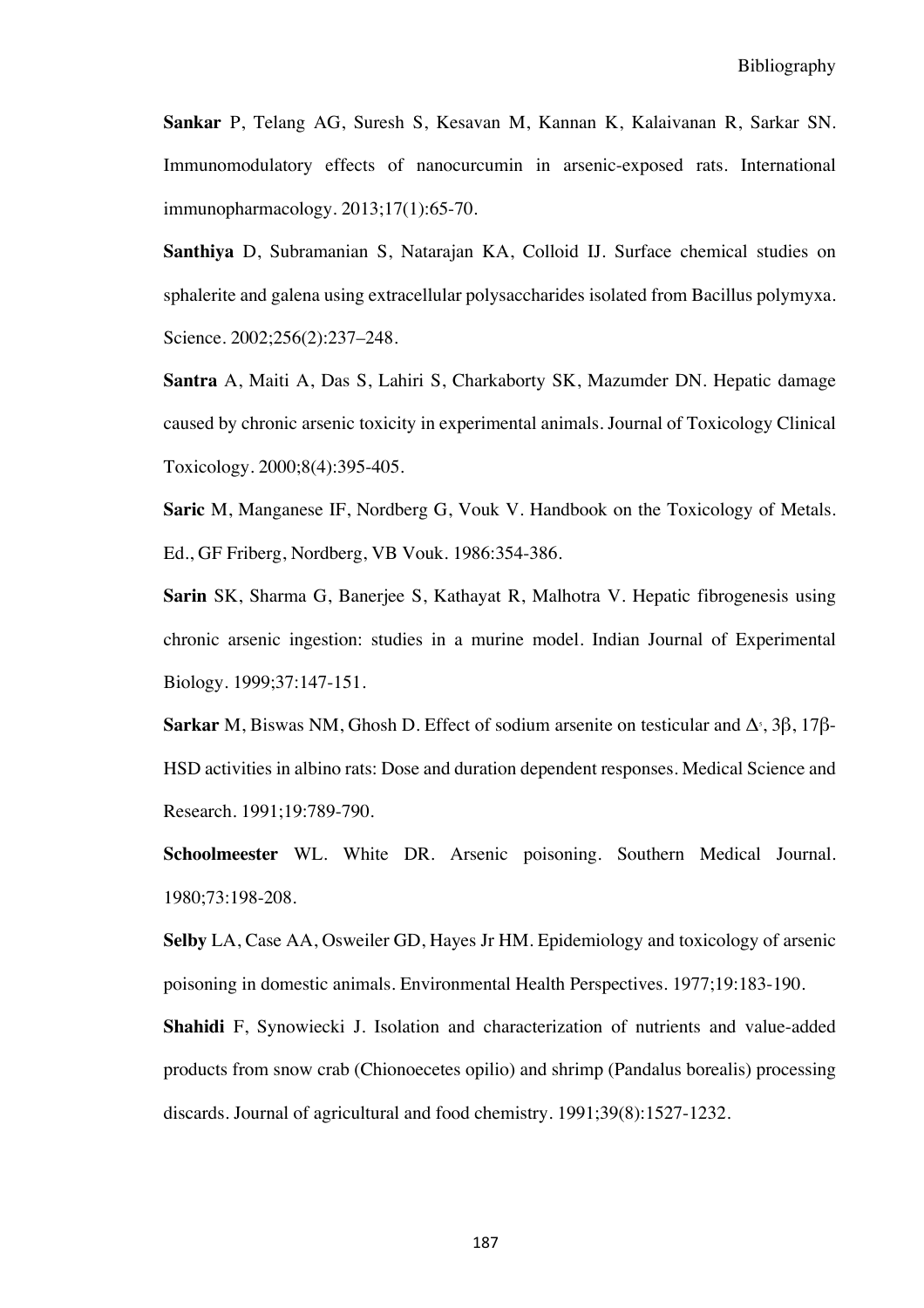**Sankar** P, Telang AG, Suresh S, Kesavan M, Kannan K, Kalaivanan R, Sarkar SN. Immunomodulatory effects of nanocurcumin in arsenic-exposed rats. International immunopharmacology. 2013;17(1):65-70.

**Santhiya** D, Subramanian S, Natarajan KA, Colloid IJ. Surface chemical studies on sphalerite and galena using extracellular polysaccharides isolated from Bacillus polymyxa. Science. 2002;256(2):237–248.

**Santra** A, Maiti A, Das S, Lahiri S, Charkaborty SK, Mazumder DN. Hepatic damage caused by chronic arsenic toxicity in experimental animals. Journal of Toxicology Clinical Toxicology. 2000;8(4):395-405.

**Saric** M, Manganese IF, Nordberg G, Vouk V. Handbook on the Toxicology of Metals. Ed., GF Friberg, Nordberg, VB Vouk. 1986:354-386.

**Sarin** SK, Sharma G, Banerjee S, Kathayat R, Malhotra V. Hepatic fibrogenesis using chronic arsenic ingestion: studies in a murine model. Indian Journal of Experimental Biology. 1999;37:147-151.

**Sarkar** M, Biswas NM, Ghosh D. Effect of sodium arsenite on testicular and $\Delta^5$, 3β, 17β-HSD activities in albino rats: Dose and duration dependent responses. Medical Science and Research. 1991;19:789-790.

**Schoolmeester** WL. White DR. Arsenic poisoning. Southern Medical Journal. 1980;73:198-208.

**Selby** LA, Case AA, Osweiler GD, Hayes Jr HM. Epidemiology and toxicology of arsenic poisoning in domestic animals. Environmental Health Perspectives. 1977;19:183-190.

**Shahidi** F, Synowiecki J. Isolation and characterization of nutrients and value-added products from snow crab (Chionoecetes opilio) and shrimp (Pandalus borealis) processing discards. Journal of agricultural and food chemistry. 1991;39(8):1527-1232.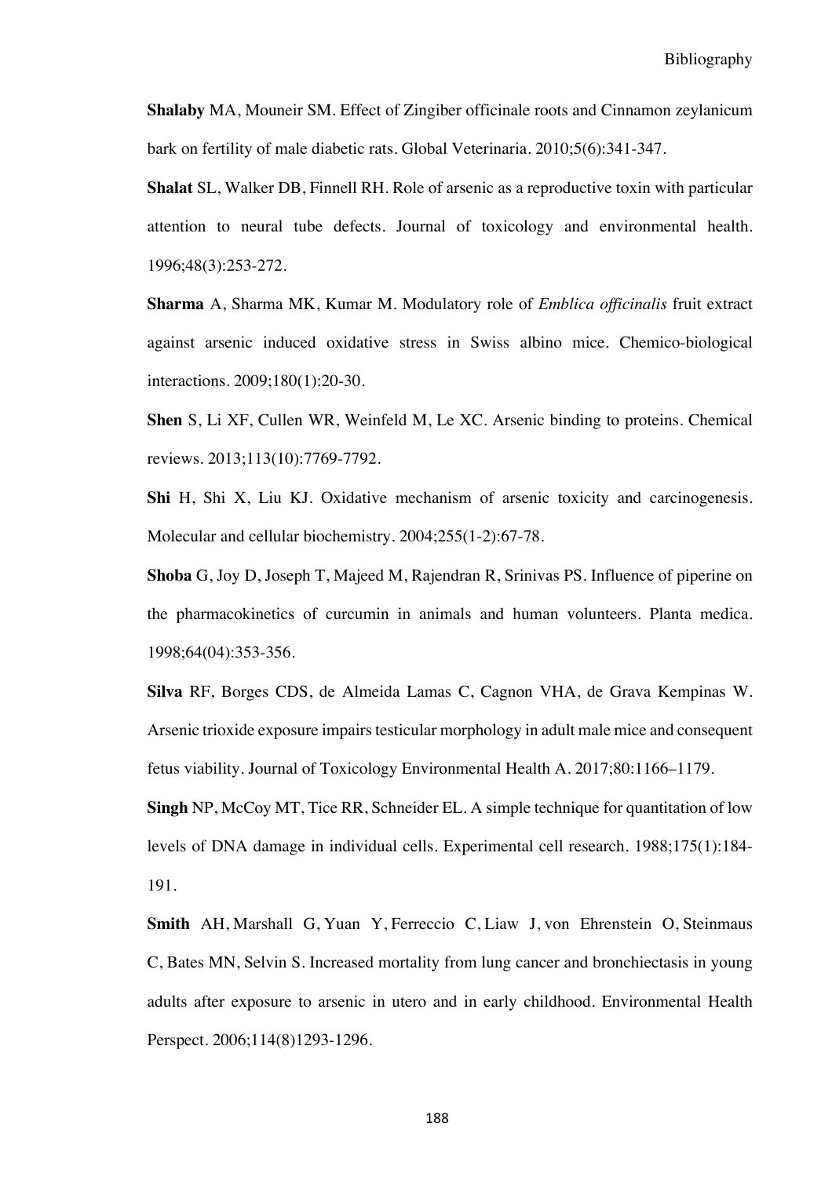**Shalaby** MA, Mouneir SM. Effect of Zingiber officinale roots and Cinnamon zeylanicum bark on fertility of male diabetic rats. Global Veterinaria. 2010;5(6):341-347.

**Shalat** SL, Walker DB, Finnell RH. Role of arsenic as a reproductive toxin with particular attention to neural tube defects. Journal of toxicology and environmental health. 1996;48(3):253-272.

**Sharma** A, Sharma MK, Kumar M. Modulatory role of *Emblica officinalis* fruit extract against arsenic induced oxidative stress in Swiss albino mice. Chemico-biological interactions. 2009;180(1):20-30.

**Shen** S, Li XF, Cullen WR, Weinfeld M, Le XC. Arsenic binding to proteins. Chemical reviews. 2013;113(10):7769-7792.

**Shi** H, Shi X, Liu KJ. Oxidative mechanism of arsenic toxicity and carcinogenesis. Molecular and cellular biochemistry. 2004;255(1-2):67-78.

**Shoba** G, Joy D, Joseph T, Majeed M, Rajendran R, Srinivas PS. Influence of piperine on the pharmacokinetics of curcumin in animals and human volunteers. Planta medica. 1998;64(04):353-356.

**Silva** RF, Borges CDS, de Almeida Lamas C, Cagnon VHA, de Grava Kempinas W. Arsenic trioxide exposure impairs testicular morphology in adult male mice and consequent fetus viability. Journal of Toxicology Environmental Health A. 2017;80:1166–1179.

**Singh** NP, McCoy MT, Tice RR, Schneider EL. A simple technique for quantitation of low levels of DNA damage in individual cells. Experimental cell research. 1988;175(1):184-191.

**Smith** AH, Marshall G, Yuan Y, Ferreccio C, Liaw J, von Ehrenstein O, Steinmaus C, Bates MN, Selvin S. Increased mortality from lung cancer and bronchiectasis in young adults after exposure to arsenic in utero and in early childhood. Environmental Health Perspect. 2006;114(8)1293-1296.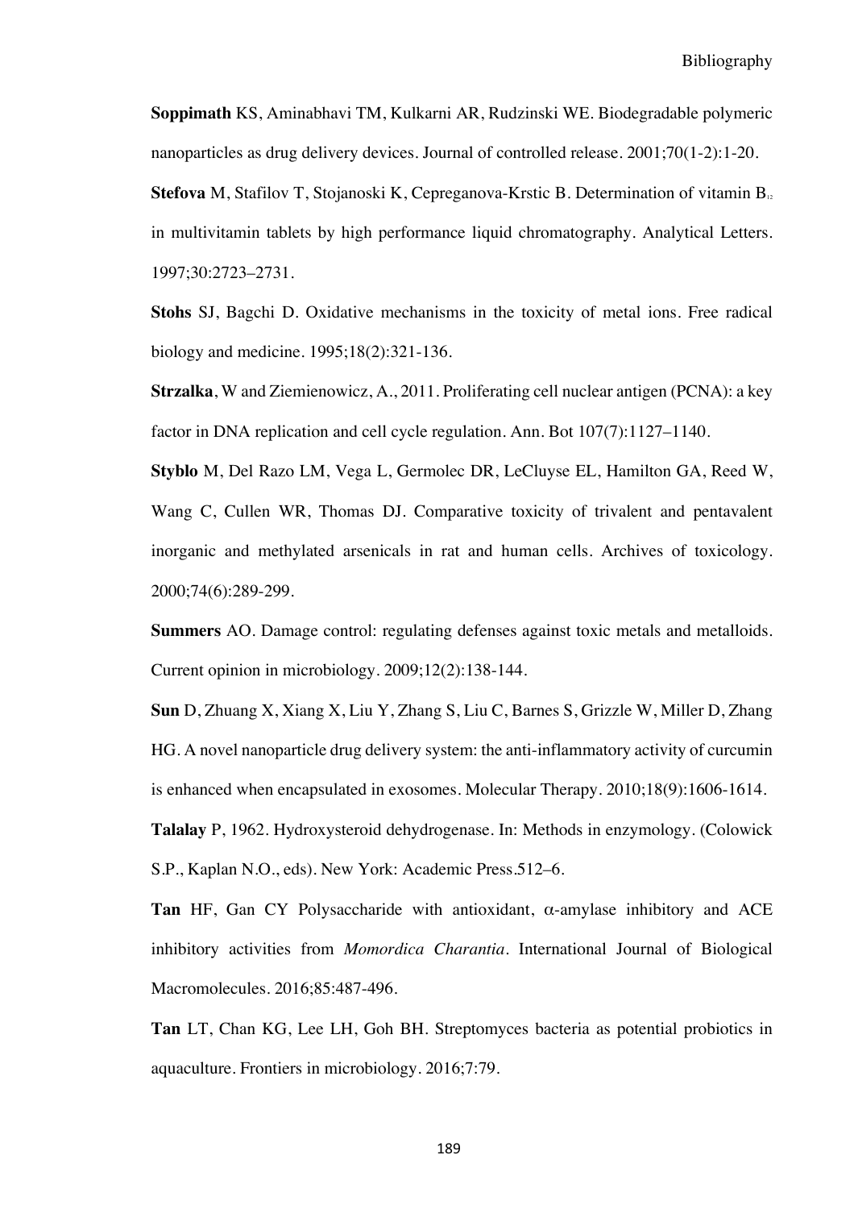**Soppimath** KS, Aminabhavi TM, Kulkarni AR, Rudzinski WE. Biodegradable polymeric nanoparticles as drug delivery devices. Journal of controlled release. 2001;70(1-2):1-20.

**Stefova** M, Stafilov T, Stojanoski K, Cepreganova-Krstic B. Determination of vitamin $B_{12}$ in multivitamin tablets by high performance liquid chromatography. Analytical Letters. 1997;30:2723–2731.

**Stohs** SJ, Bagchi D. Oxidative mechanisms in the toxicity of metal ions. Free radical biology and medicine. 1995;18(2):321-136.

**Strzalka**, W and Ziemienowicz, A., 2011. Proliferating cell nuclear antigen (PCNA): a key factor in DNA replication and cell cycle regulation. Ann. Bot 107(7):1127–1140.

**Styblo** M, Del Razo LM, Vega L, Germolec DR, LeCluyse EL, Hamilton GA, Reed W, Wang C, Cullen WR, Thomas DJ. Comparative toxicity of trivalent and pentavalent inorganic and methylated arsenicals in rat and human cells. Archives of toxicology. 2000;74(6):289-299.

**Summers** AO. Damage control: regulating defenses against toxic metals and metalloids. Current opinion in microbiology. 2009;12(2):138-144.

**Sun** D, Zhuang X, Xiang X, Liu Y, Zhang S, Liu C, Barnes S, Grizzle W, Miller D, Zhang HG. A novel nanoparticle drug delivery system: the anti-inflammatory activity of curcumin is enhanced when encapsulated in exosomes. Molecular Therapy. 2010;18(9):1606-1614.

**Talalay** P, 1962. Hydroxysteroid dehydrogenase. In: Methods in enzymology. (Colowick S.P., Kaplan N.O., eds). New York: Academic Press.512–6.

**Tan** HF, Gan CY Polysaccharide with antioxidant, α-amylase inhibitory and ACE inhibitory activities from *Momordica Charantia*. International Journal of Biological Macromolecules. 2016;85:487-496.

**Tan** LT, Chan KG, Lee LH, Goh BH. Streptomyces bacteria as potential probiotics in aquaculture. Frontiers in microbiology. 2016;7:79.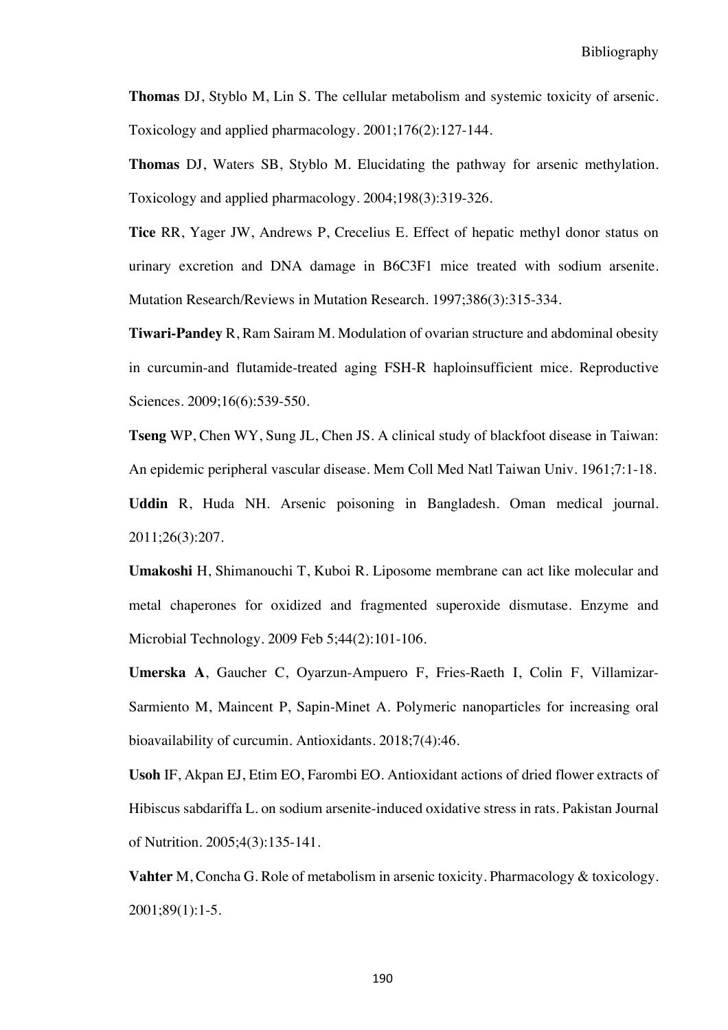**Thomas** DJ, Styblo M, Lin S. The cellular metabolism and systemic toxicity of arsenic. Toxicology and applied pharmacology. 2001;176(2):127-144.

**Thomas** DJ, Waters SB, Styblo M. Elucidating the pathway for arsenic methylation. Toxicology and applied pharmacology. 2004;198(3):319-326.

**Tice** RR, Yager JW, Andrews P, Crecelius E. Effect of hepatic methyl donor status on urinary excretion and DNA damage in B6C3F1 mice treated with sodium arsenite. Mutation Research/Reviews in Mutation Research. 1997;386(3):315-334.

**Tiwari-Pandey** R, Ram Sairam M. Modulation of ovarian structure and abdominal obesity in curcumin-and flutamide-treated aging FSH-R haploinsufficient mice. Reproductive Sciences. 2009;16(6):539-550.

**Tseng** WP, Chen WY, Sung JL, Chen JS. A clinical study of blackfoot disease in Taiwan: An epidemic peripheral vascular disease. Mem Coll Med Natl Taiwan Univ. 1961;7:1-18.

**Uddin** R, Huda NH. Arsenic poisoning in Bangladesh. Oman medical journal. 2011;26(3):207.

**Umakoshi** H, Shimanouchi T, Kuboi R. Liposome membrane can act like molecular and metal chaperones for oxidized and fragmented superoxide dismutase. Enzyme and Microbial Technology. 2009 Feb 5;44(2):101-106.

**Umerska A**, Gaucher C, Oyarzun-Ampuero F, Fries-Raeth I, Colin F, Villamizar-Sarmiento M, Maincent P, Sapin-Minet A. Polymeric nanoparticles for increasing oral bioavailability of curcumin. Antioxidants. 2018;7(4):46.

**Usoh** IF, Akpan EJ, Etim EO, Farombi EO. Antioxidant actions of dried flower extracts of Hibiscus sabdariffa L. on sodium arsenite-induced oxidative stress in rats. Pakistan Journal of Nutrition. 2005;4(3):135-141.

**Vahter** M, Concha G. Role of metabolism in arsenic toxicity. Pharmacology & toxicology. 2001;89(1):1-5.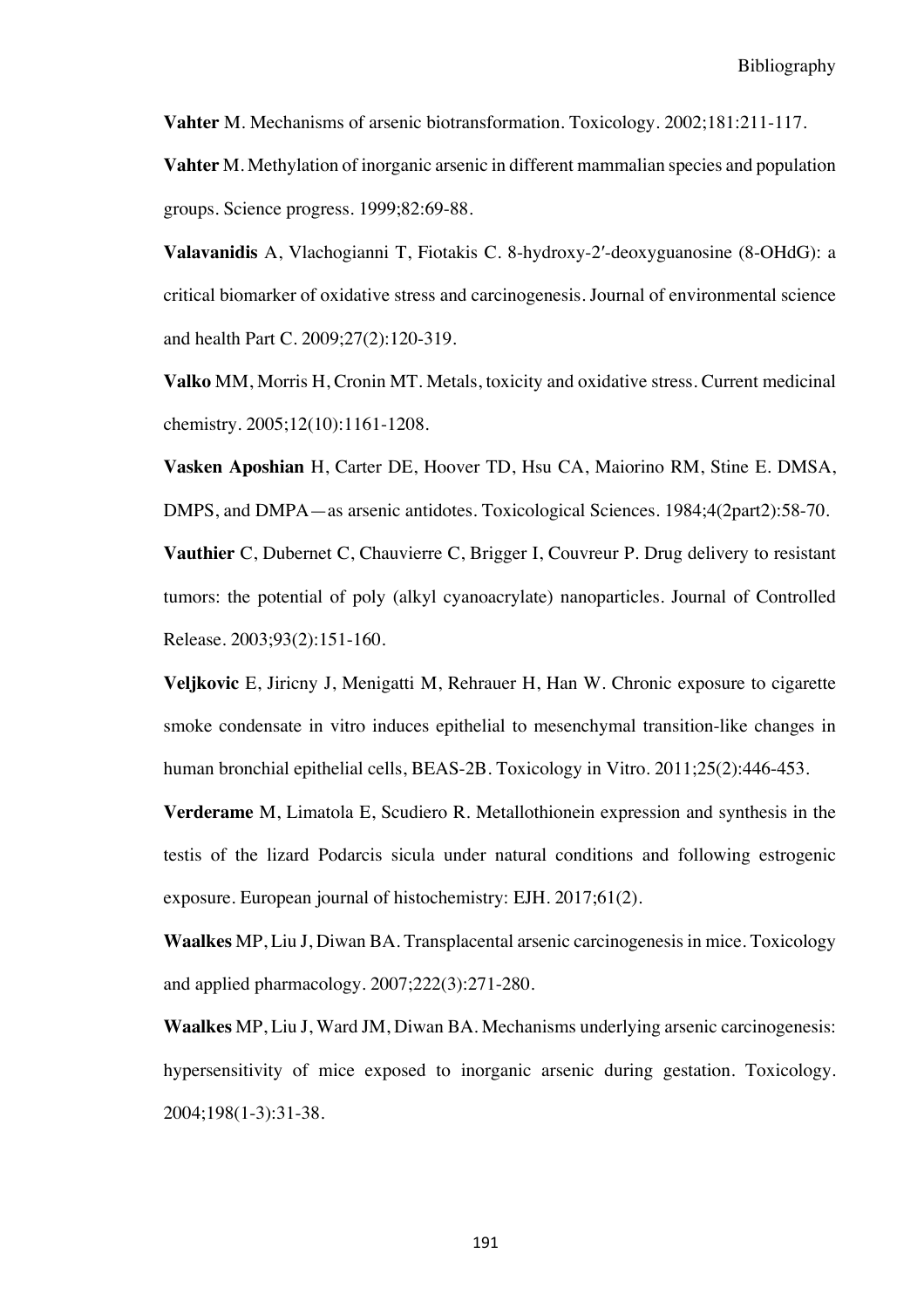**Vahter** M. Mechanisms of arsenic biotransformation. Toxicology. 2002;181:211-117.

**Vahter** M. Methylation of inorganic arsenic in different mammalian species and population groups. Science progress. 1999;82:69-88.

**Valavanidis** A, Vlachogianni T, Fiotakis C. 8-hydroxy-2′-deoxyguanosine (8-OHdG): a critical biomarker of oxidative stress and carcinogenesis. Journal of environmental science and health Part C. 2009;27(2):120-319.

**Valko** MM, Morris H, Cronin MT. Metals, toxicity and oxidative stress. Current medicinal chemistry. 2005;12(10):1161-1208.

**Vasken Aposhian** H, Carter DE, Hoover TD, Hsu CA, Maiorino RM, Stine E. DMSA, DMPS, and DMPA—as arsenic antidotes. Toxicological Sciences. 1984;4(2part2):58-70.

**Vauthier** C, Dubernet C, Chauvierre C, Brigger I, Couvreur P. Drug delivery to resistant tumors: the potential of poly (alkyl cyanoacrylate) nanoparticles. Journal of Controlled Release. 2003;93(2):151-160.

**Veljkovic** E, Jiricny J, Menigatti M, Rehrauer H, Han W. Chronic exposure to cigarette smoke condensate in vitro induces epithelial to mesenchymal transition-like changes in human bronchial epithelial cells, BEAS-2B. Toxicology in Vitro. 2011;25(2):446-453.

**Verderame** M, Limatola E, Scudiero R. Metallothionein expression and synthesis in the testis of the lizard Podarcis sicula under natural conditions and following estrogenic exposure. European journal of histochemistry: EJH. 2017;61(2).

**Waalkes** MP, Liu J, Diwan BA. Transplacental arsenic carcinogenesis in mice. Toxicology and applied pharmacology. 2007;222(3):271-280.

**Waalkes** MP, Liu J, Ward JM, Diwan BA. Mechanisms underlying arsenic carcinogenesis: hypersensitivity of mice exposed to inorganic arsenic during gestation. Toxicology. 2004;198(1-3):31-38.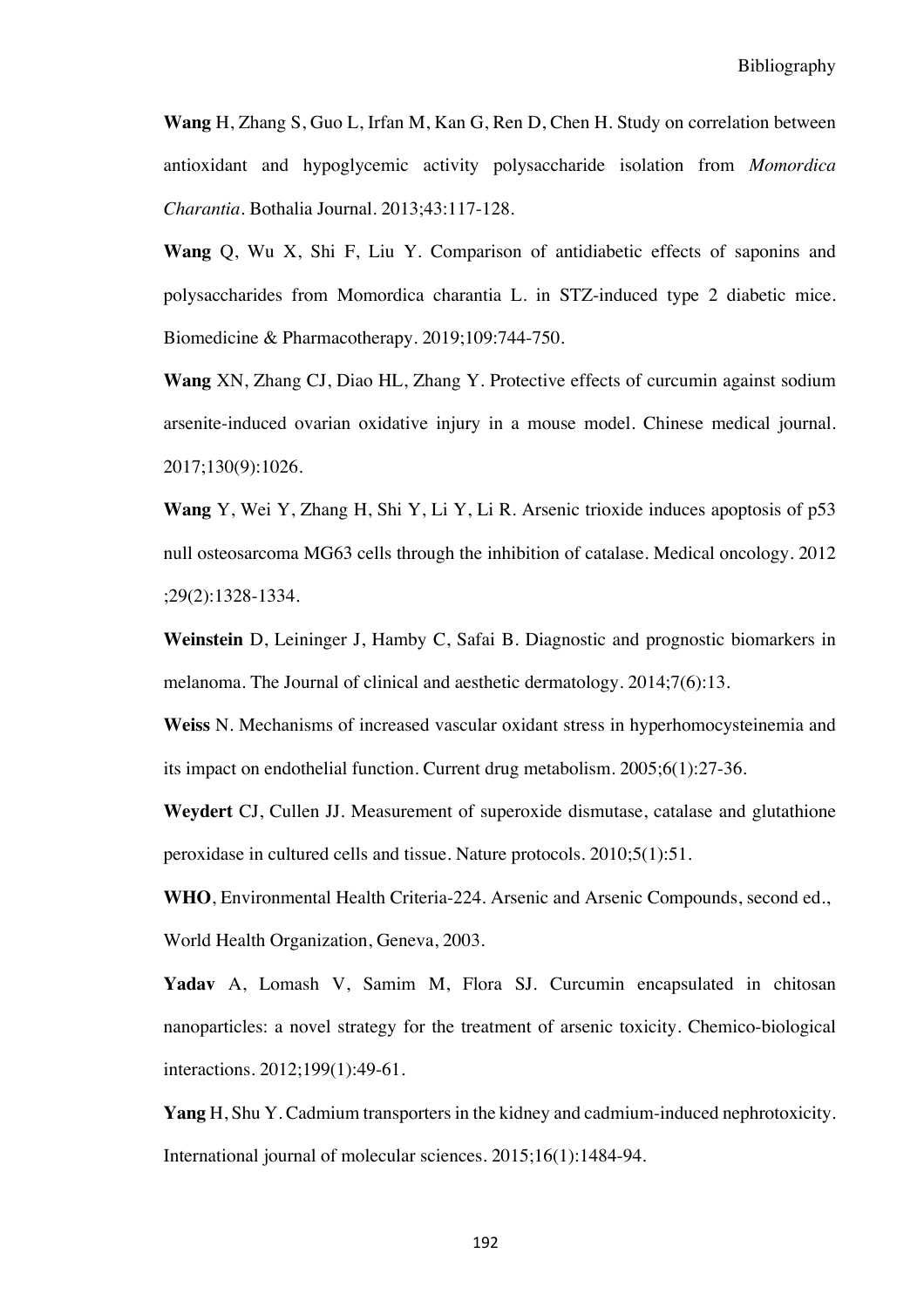**Wang** H, Zhang S, Guo L, Irfan M, Kan G, Ren D, Chen H. Study on correlation between antioxidant and hypoglycemic activity polysaccharide isolation from *Momordica Charantia*. Bothalia Journal. 2013;43:117-128.

**Wang** Q, Wu X, Shi F, Liu Y. Comparison of antidiabetic effects of saponins and polysaccharides from Momordica charantia L. in STZ-induced type 2 diabetic mice. Biomedicine & Pharmacotherapy. 2019;109:744-750.

**Wang** XN, Zhang CJ, Diao HL, Zhang Y. Protective effects of curcumin against sodium arsenite-induced ovarian oxidative injury in a mouse model. Chinese medical journal. 2017;130(9):1026.

**Wang** Y, Wei Y, Zhang H, Shi Y, Li Y, Li R. Arsenic trioxide induces apoptosis of p53 null osteosarcoma MG63 cells through the inhibition of catalase. Medical oncology. 2012 ;29(2):1328-1334.

**Weinstein** D, Leininger J, Hamby C, Safai B. Diagnostic and prognostic biomarkers in melanoma. The Journal of clinical and aesthetic dermatology. 2014;7(6):13.

**Weiss** N. Mechanisms of increased vascular oxidant stress in hyperhomocysteinemia and its impact on endothelial function. Current drug metabolism. 2005;6(1):27-36.

**Weydert** CJ, Cullen JJ. Measurement of superoxide dismutase, catalase and glutathione peroxidase in cultured cells and tissue. Nature protocols. 2010;5(1):51.

**WHO**, Environmental Health Criteria-224. Arsenic and Arsenic Compounds, second ed., World Health Organization, Geneva, 2003.

**Yadav** A, Lomash V, Samim M, Flora SJ. Curcumin encapsulated in chitosan nanoparticles: a novel strategy for the treatment of arsenic toxicity. Chemico-biological interactions. 2012;199(1):49-61.

**Yang** H, Shu Y. Cadmium transporters in the kidney and cadmium-induced nephrotoxicity. International journal of molecular sciences. 2015;16(1):1484-94.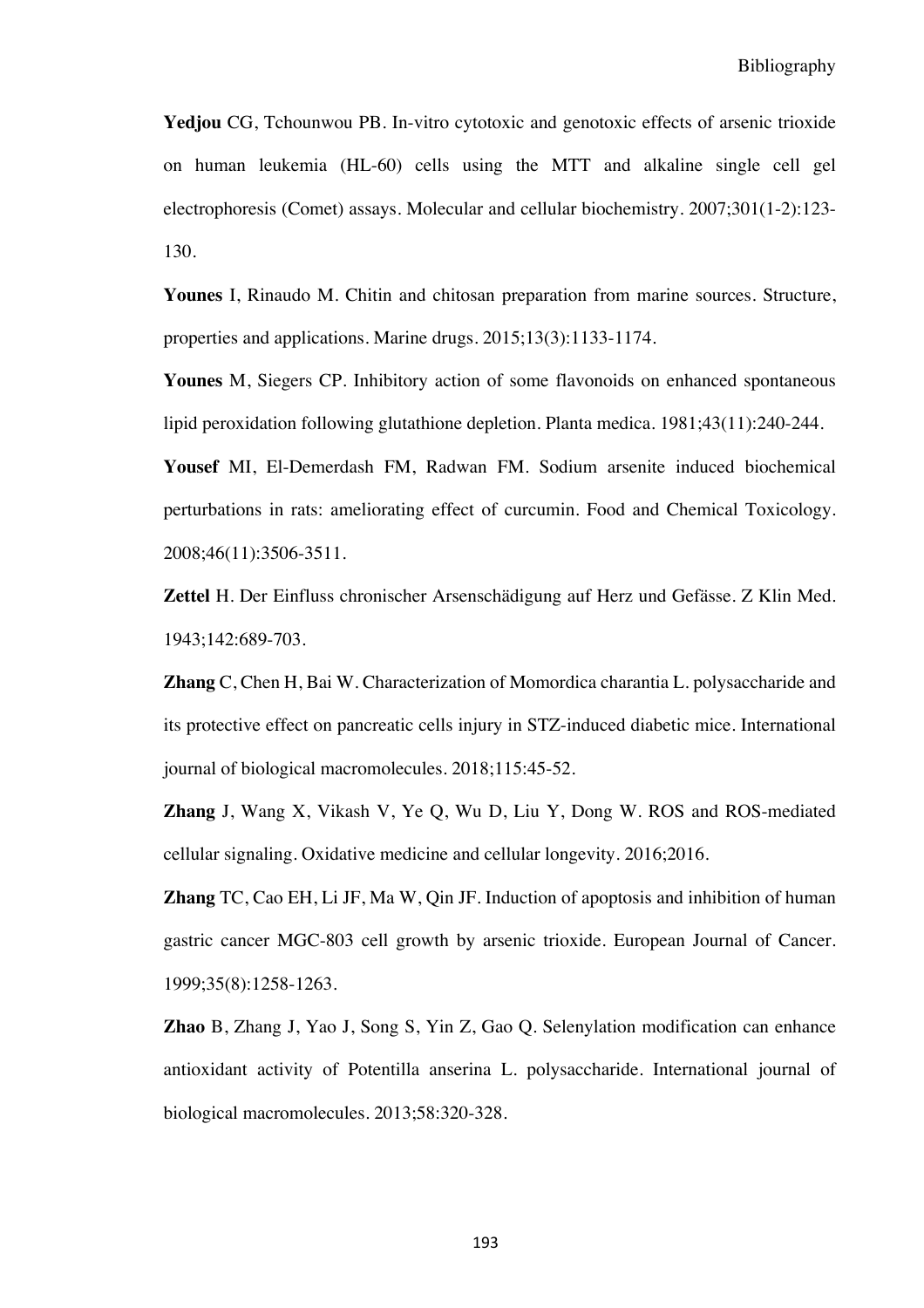**Yedjou** CG, Tchounwou PB. In-vitro cytotoxic and genotoxic effects of arsenic trioxide on human leukemia (HL-60) cells using the MTT and alkaline single cell gel electrophoresis (Comet) assays. Molecular and cellular biochemistry. 2007;301(1-2):123-130.

**Younes** I, Rinaudo M. Chitin and chitosan preparation from marine sources. Structure, properties and applications. Marine drugs. 2015;13(3):1133-1174.

**Younes** M, Siegers CP. Inhibitory action of some flavonoids on enhanced spontaneous lipid peroxidation following glutathione depletion. Planta medica. 1981;43(11):240-244.

**Yousef** MI, El-Demerdash FM, Radwan FM. Sodium arsenite induced biochemical perturbations in rats: ameliorating effect of curcumin. Food and Chemical Toxicology. 2008;46(11):3506-3511.

**Zettel** H. Der Einfluss chronischer Arsenschädigung auf Herz und Gefässe. Z Klin Med. 1943;142:689-703.

**Zhang** C, Chen H, Bai W. Characterization of Momordica charantia L. polysaccharide and its protective effect on pancreatic cells injury in STZ-induced diabetic mice. International journal of biological macromolecules. 2018;115:45-52.

**Zhang** J, Wang X, Vikash V, Ye Q, Wu D, Liu Y, Dong W. ROS and ROS-mediated cellular signaling. Oxidative medicine and cellular longevity. 2016;2016.

**Zhang** TC, Cao EH, Li JF, Ma W, Qin JF. Induction of apoptosis and inhibition of human gastric cancer MGC-803 cell growth by arsenic trioxide. European Journal of Cancer. 1999;35(8):1258-1263.

**Zhao** B, Zhang J, Yao J, Song S, Yin Z, Gao Q. Selenylation modification can enhance antioxidant activity of Potentilla anserina L. polysaccharide. International journal of biological macromolecules. 2013;58:320-328.